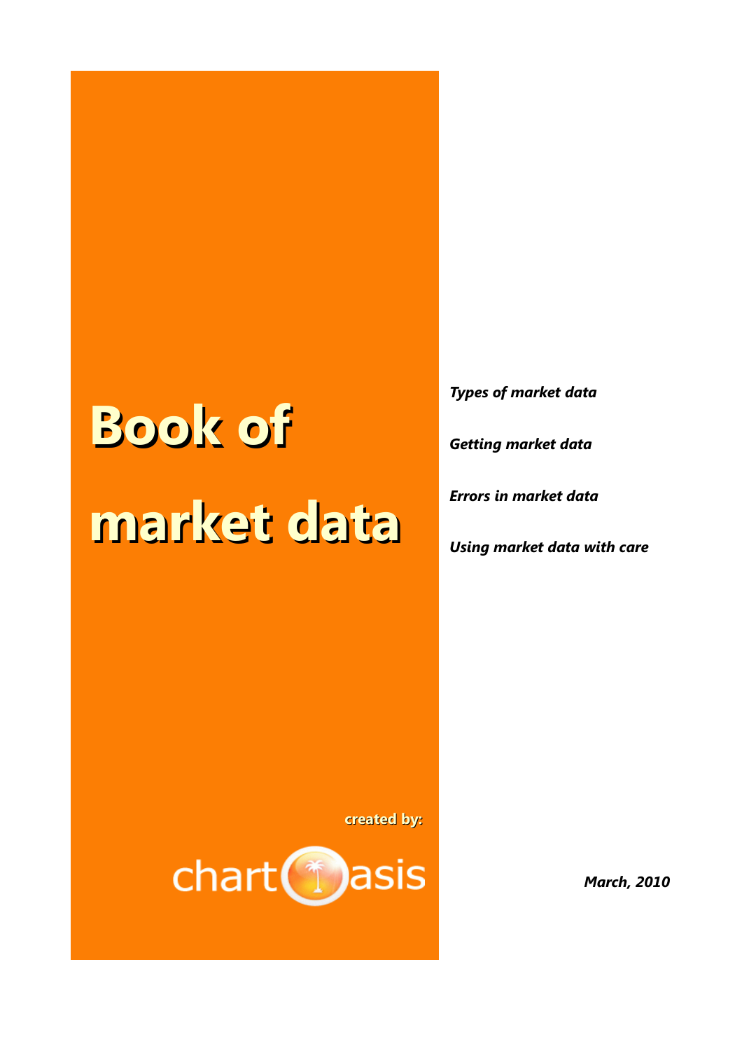# Book of market data

*Types of market data*

*Getting market data*

*Errors in market data*

*Using market data with care*

**created by:**

chartoasis

***March, 2010***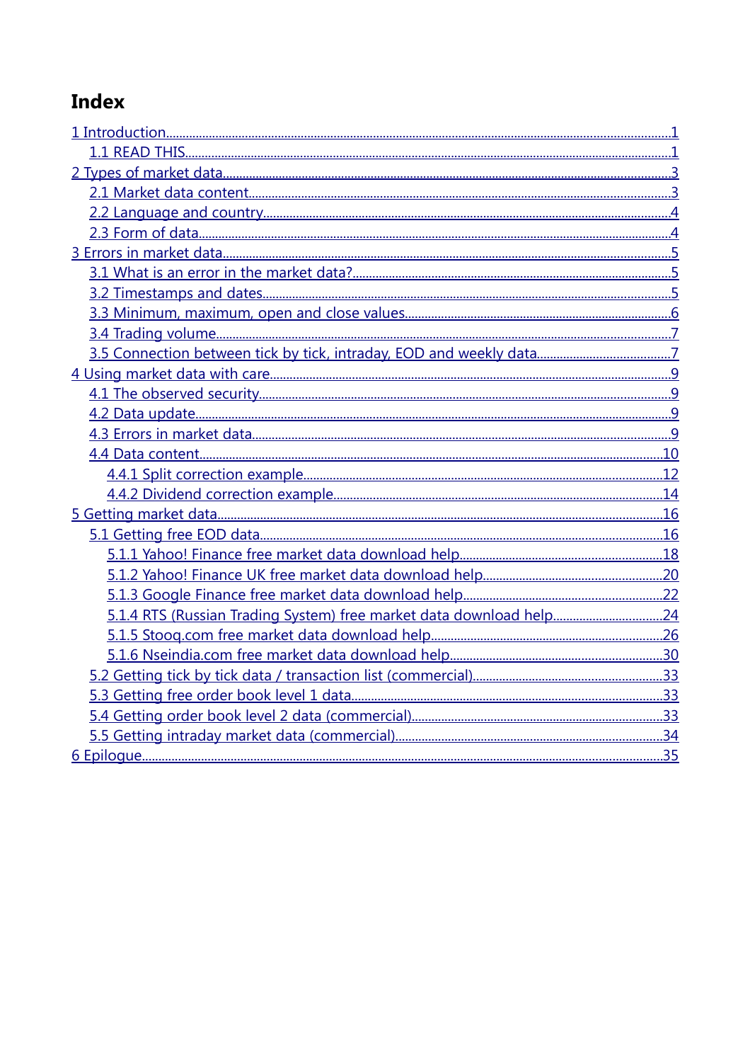# Index

- 1 Introduction........................................................................................................1
  - 1.1 READ THIS........................................................................................................1
- 2 Types of market data........................................................................................3
  - 2.1 Market data content........................................................................................3
  - 2.2 Language and country.....................................................................................4
  - 2.3 Form of data....................................................................................................4
- 3 Errors in market data........................................................................................5
  - 3.1 What is an error in the market data?.............................................................5
  - 3.2 Timestamps and dates.....................................................................................5
  - 3.3 Minimum, maximum, open and close values...................................................6
  - 3.4 Trading volume................................................................................................7
  - 3.5 Connection between tick by tick, intraday, EOD and weekly data.................7
- 4 Using market data with care..............................................................................9
  - 4.1 The observed security......................................................................................9
  - 4.2 Data update......................................................................................................9
  - 4.3 Errors in market data.......................................................................................9
  - 4.4 Data content...................................................................................................10
    - 4.4.1 Split correction example...........................................................................12
    - 4.4.2 Dividend correction example....................................................................14
- 5 Getting market data.........................................................................................16
  - 5.1 Getting free EOD data...................................................................................16
    - 5.1.1 Yahoo! Finance free market data download help......................................18
    - 5.1.2 Yahoo! Finance UK free market data download help.................................20
    - 5.1.3 Google Finance free market data download help.......................................22
    - 5.1.4 RTS (Russian Trading System) free market data download help...............24
    - 5.1.5 Stooq.com free market data download help..............................................26
    - 5.1.6 Nseindia.com free market data download help.........................................30
  - 5.2 Getting tick by tick data / transaction list (commercial)................................33
  - 5.3 Getting free order book level 1 data...............................................................33
  - 5.4 Getting order book level 2 data (commercial).................................................33
  - 5.5 Getting intraday market data (commercial)....................................................34
- 6 Epilogue...........................................................................................................35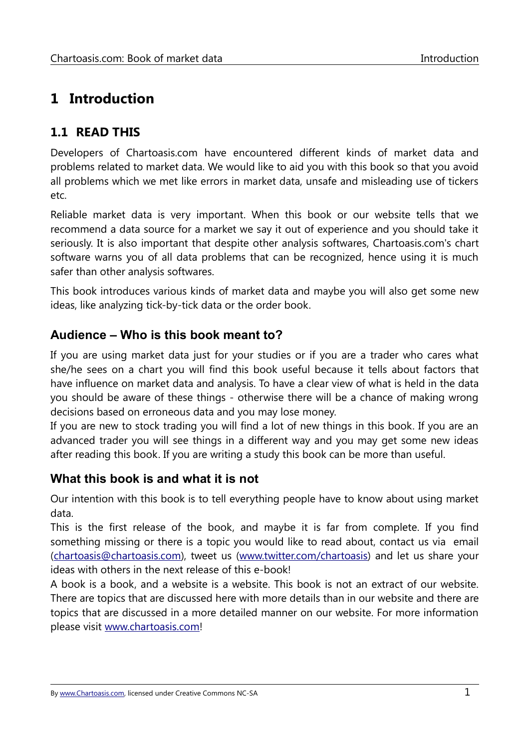# 1 Introduction

## 1.1 READ THIS

Developers of Chartoasis.com have encountered different kinds of market data and problems related to market data. We would like to aid you with this book so that you avoid all problems which we met like errors in market data, unsafe and misleading use of tickers etc.

Reliable market data is very important. When this book or our website tells that we recommend a data source for a market we say it out of experience and you should take it seriously. It is also important that despite other analysis softwares, Chartoasis.com's chart software warns you of all data problems that can be recognized, hence using it is much safer than other analysis softwares.

This book introduces various kinds of market data and maybe you will also get some new ideas, like analyzing tick-by-tick data or the order book.

### Audience – Who is this book meant to?

If you are using market data just for your studies or if you are a trader who cares what she/he sees on a chart you will find this book useful because it tells about factors that have influence on market data and analysis. To have a clear view of what is held in the data you should be aware of these things - otherwise there will be a chance of making wrong decisions based on erroneous data and you may lose money.

If you are new to stock trading you will find a lot of new things in this book. If you are an advanced trader you will see things in a different way and you may get some new ideas after reading this book. If you are writing a study this book can be more than useful.

### What this book is and what it is not

Our intention with this book is to tell everything people have to know about using market data.

This is the first release of the book, and maybe it is far from complete. If you find something missing or there is a topic you would like to read about, contact us via email (chartoasis@chartoasis.com), tweet us (www.twitter.com/chartoasis) and let us share your ideas with others in the next release of this e-book!

A book is a book, and a website is a website. This book is not an extract of our website. There are topics that are discussed here with more details than in our website and there are topics that are discussed in a more detailed manner on our website. For more information please visit www.chartoasis.com!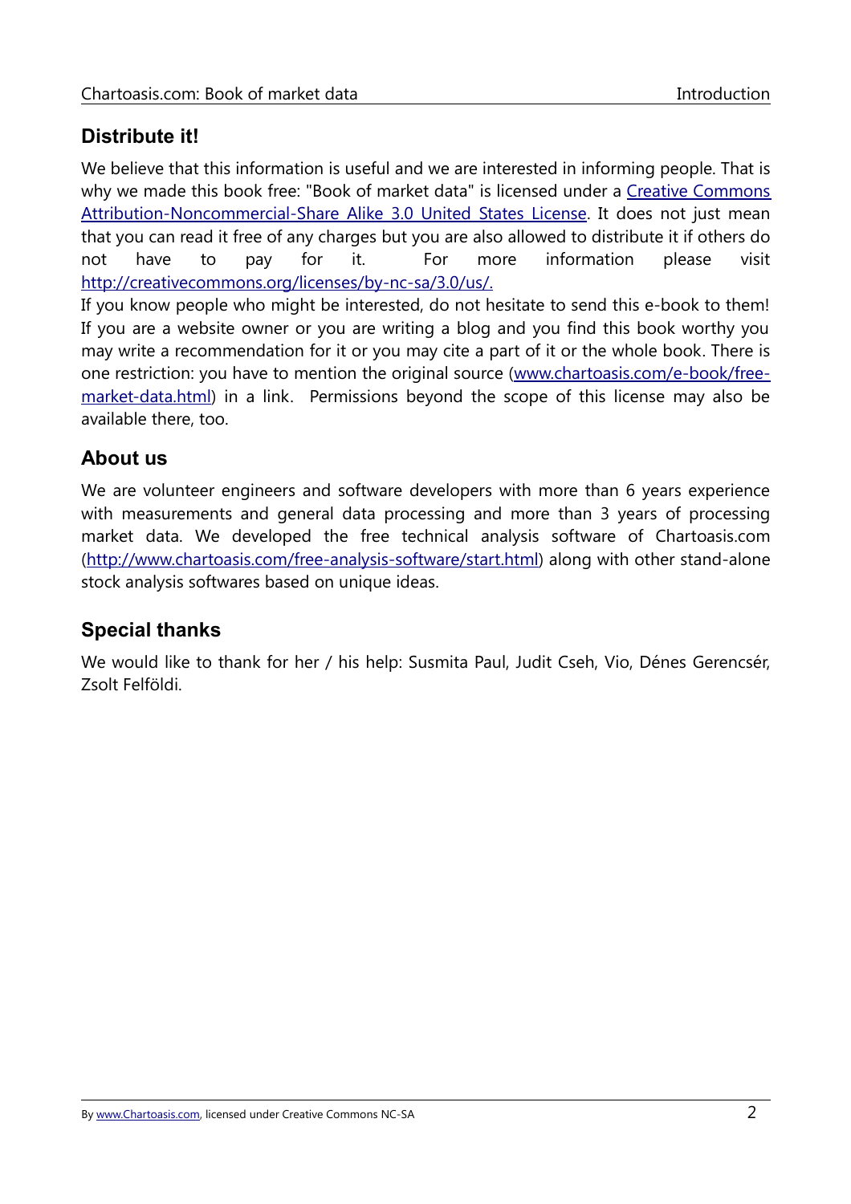## Distribute it!

We believe that this information is useful and we are interested in informing people. That is why we made this book free: "Book of market data" is licensed under a [Creative Commons Attribution-Noncommercial-Share Alike 3.0 United States License](http://creativecommons.org/licenses/by-nc-sa/3.0/us/). It does not just mean that you can read it free of any charges but you are also allowed to distribute it if others do not have to pay for it. For more information please visit [http://creativecommons.org/licenses/by-nc-sa/3.0/us/.](http://creativecommons.org/licenses/by-nc-sa/3.0/us/)

If you know people who might be interested, do not hesitate to send this e-book to them! If you are a website owner or you are writing a blog and you find this book worthy you may write a recommendation for it or you may cite a part of it or the whole book. There is one restriction: you have to mention the original source ([www.chartoasis.com/e-book/free-market-data.html](http://www.chartoasis.com/e-book/free-market-data.html)) in a link. Permissions beyond the scope of this license may also be available there, too.

## About us

We are volunteer engineers and software developers with more than 6 years experience with measurements and general data processing and more than 3 years of processing market data. We developed the free technical analysis software of Chartoasis.com ([http://www.chartoasis.com/free-analysis-software/start.html](http://www.chartoasis.com/free-analysis-software/start.html)) along with other stand-alone stock analysis softwares based on unique ideas.

## Special thanks

We would like to thank for her / his help: Susmita Paul, Judit Cseh, Vio, Dénes Gerencsér, Zsolt Felföldi.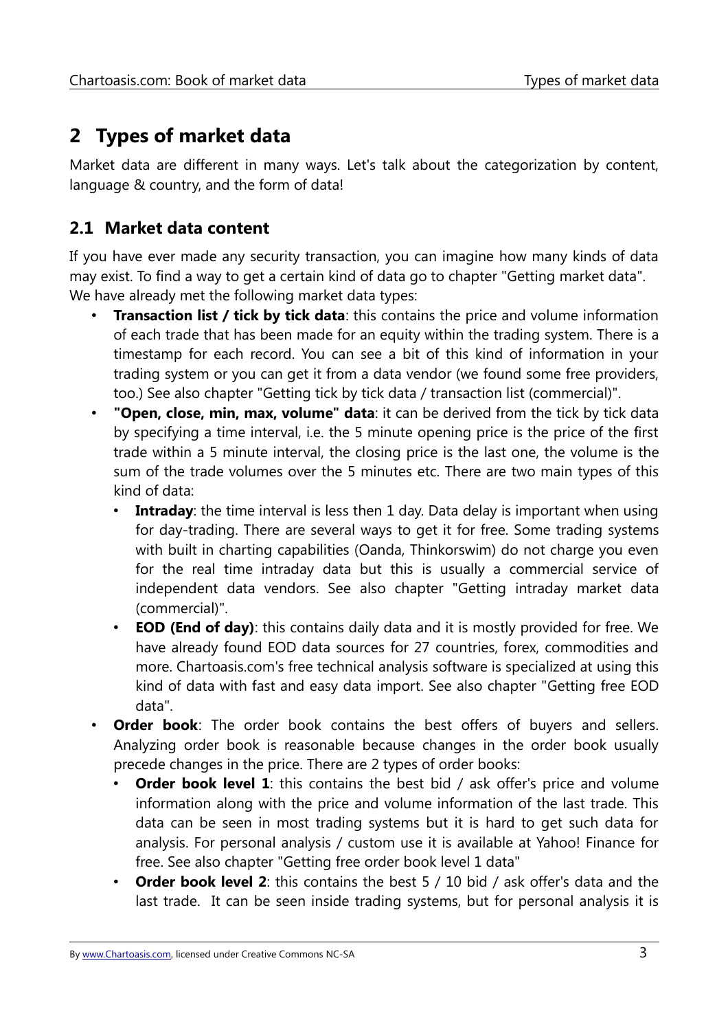## 2 Types of market data

Market data are different in many ways. Let's talk about the categorization by content, language & country, and the form of data!

### 2.1 Market data content

If you have ever made any security transaction, you can imagine how many kinds of data may exist. To find a way to get a certain kind of data go to chapter "Getting market data".
We have already met the following market data types:

- **Transaction list / tick by tick data**: this contains the price and volume information of each trade that has been made for an equity within the trading system. There is a timestamp for each record. You can see a bit of this kind of information in your trading system or you can get it from a data vendor (we found some free providers, too.) See also chapter "Getting tick by tick data / transaction list (commercial)".
- **"Open, close, min, max, volume" data**: it can be derived from the tick by tick data by specifying a time interval, i.e. the 5 minute opening price is the price of the first trade within a 5 minute interval, the closing price is the last one, the volume is the sum of the trade volumes over the 5 minutes etc. There are two main types of this kind of data:
  - **Intraday**: the time interval is less then 1 day. Data delay is important when using for day-trading. There are several ways to get it for free. Some trading systems with built in charting capabilities (Oanda, Thinkorswim) do not charge you even for the real time intraday data but this is usually a commercial service of independent data vendors. See also chapter "Getting intraday market data (commercial)".
  - **EOD (End of day)**: this contains daily data and it is mostly provided for free. We have already found EOD data sources for 27 countries, forex, commodities and more. Chartoasis.com's free technical analysis software is specialized at using this kind of data with fast and easy data import. See also chapter "Getting free EOD data".
- **Order book**: The order book contains the best offers of buyers and sellers. Analyzing order book is reasonable because changes in the order book usually precede changes in the price. There are 2 types of order books:
  - **Order book level 1**: this contains the best bid / ask offer's price and volume information along with the price and volume information of the last trade. This data can be seen in most trading systems but it is hard to get such data for analysis. For personal analysis / custom use it is available at Yahoo! Finance for free. See also chapter "Getting free order book level 1 data"
  - **Order book level 2**: this contains the best 5 / 10 bid / ask offer's data and the last trade. It can be seen inside trading systems, but for personal analysis it is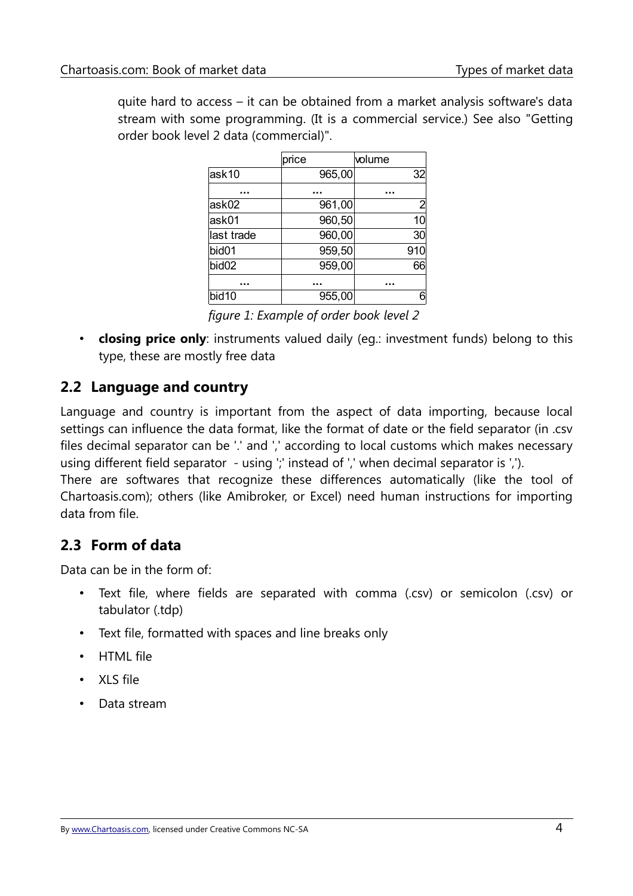quite hard to access – it can be obtained from a market analysis software's data stream with some programming. (It is a commercial service.) See also "Getting order book level 2 data (commercial)".

| | price | volume |
|---|---|---|
| ask10 | 965,00 | 32 |
| ... | ... | ... |
| ask02 | 961,00 | 2 |
| ask01 | 960,50 | 10 |
| last trade | 960,00 | 30 |
| bid01 | 959,50 | 910 |
| bid02 | 959,00 | 66 |
| ... | ... | ... |
| bid10 | 955,00 | 6 |

*figure 1: Example of order book level 2*

- **closing price only**: instruments valued daily (eg.: investment funds) belong to this type, these are mostly free data

## 2.2 Language and country

Language and country is important from the aspect of data importing, because local settings can influence the data format, like the format of date or the field separator (in .csv files decimal separator can be '.' and ',' according to local customs which makes necessary using different field separator - using ';' instead of ',' when decimal separator is ',').

There are softwares that recognize these differences automatically (like the tool of Chartoasis.com); others (like Amibroker, or Excel) need human instructions for importing data from file.

## 2.3 Form of data

Data can be in the form of:

- Text file, where fields are separated with comma (.csv) or semicolon (.csv) or tabulator (.tdp)
- Text file, formatted with spaces and line breaks only
- HTML file
- XLS file
- Data stream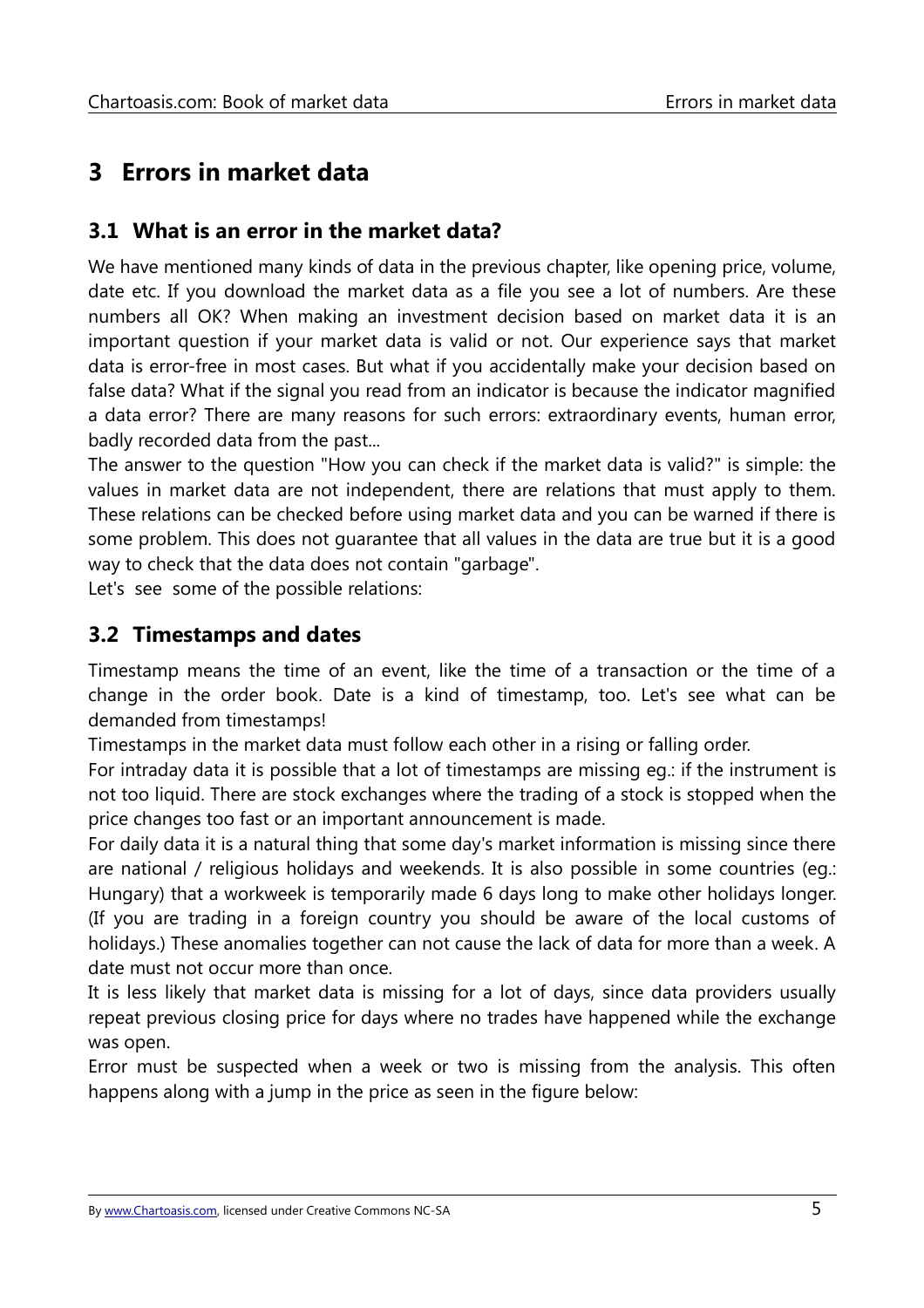# 3 Errors in market data

## 3.1 What is an error in the market data?

We have mentioned many kinds of data in the previous chapter, like opening price, volume, date etc. If you download the market data as a file you see a lot of numbers. Are these numbers all OK? When making an investment decision based on market data it is an important question if your market data is valid or not. Our experience says that market data is error-free in most cases. But what if you accidentally make your decision based on false data? What if the signal you read from an indicator is because the indicator magnified a data error? There are many reasons for such errors: extraordinary events, human error, badly recorded data from the past...

The answer to the question "How you can check if the market data is valid?" is simple: the values in market data are not independent, there are relations that must apply to them. These relations can be checked before using market data and you can be warned if there is some problem. This does not guarantee that all values in the data are true but it is a good way to check that the data does not contain "garbage".

Let's see some of the possible relations:

## 3.2 Timestamps and dates

Timestamp means the time of an event, like the time of a transaction or the time of a change in the order book. Date is a kind of timestamp, too. Let's see what can be demanded from timestamps!

Timestamps in the market data must follow each other in a rising or falling order.

For intraday data it is possible that a lot of timestamps are missing eg.: if the instrument is not too liquid. There are stock exchanges where the trading of a stock is stopped when the price changes too fast or an important announcement is made.

For daily data it is a natural thing that some day's market information is missing since there are national / religious holidays and weekends. It is also possible in some countries (eg.: Hungary) that a workweek is temporarily made 6 days long to make other holidays longer. (If you are trading in a foreign country you should be aware of the local customs of holidays.) These anomalies together can not cause the lack of data for more than a week. A date must not occur more than once.

It is less likely that market data is missing for a lot of days, since data providers usually repeat previous closing price for days where no trades have happened while the exchange was open.

Error must be suspected when a week or two is missing from the analysis. This often happens along with a jump in the price as seen in the figure below: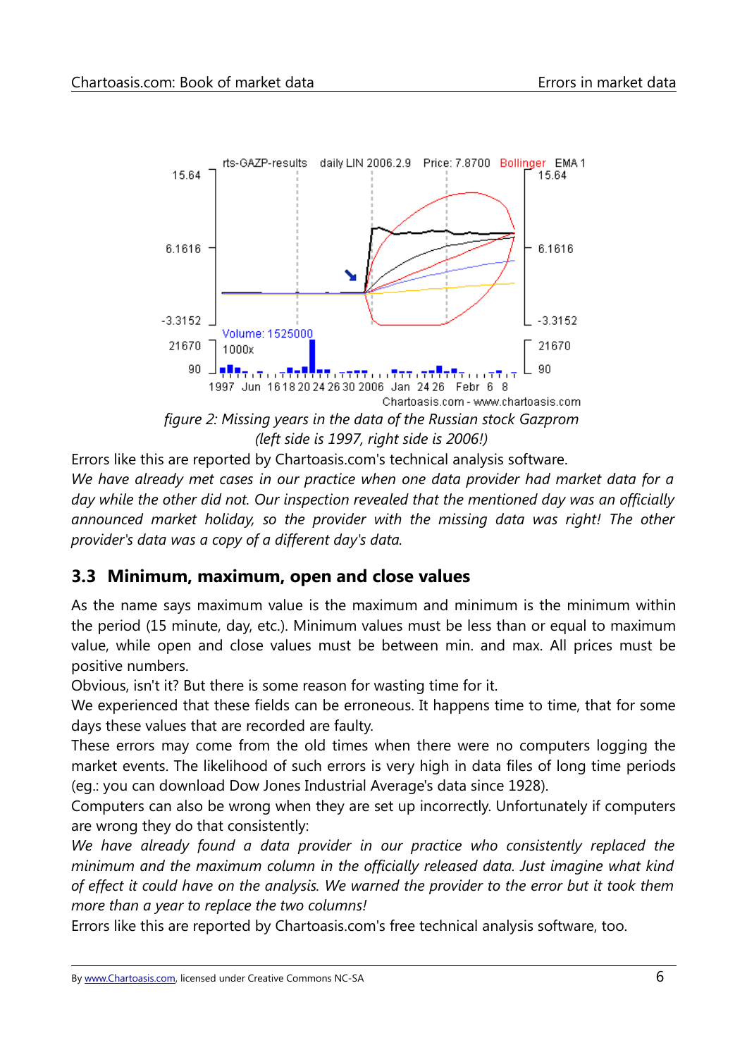*figure 2: Missing years in the data of the Russian stock Gazprom (left side is 1997, right side is 2006!)*

Errors like this are reported by Chartoasis.com's technical analysis software.

*We have already met cases in our practice when one data provider had market data for a day while the other did not. Our inspection revealed that the mentioned day was an officially announced market holiday, so the provider with the missing data was right! The other provider's data was a copy of a different day's data.*

## 3.3 Minimum, maximum, open and close values

As the name says maximum value is the maximum and minimum is the minimum within the period (15 minute, day, etc.). Minimum values must be less than or equal to maximum value, while open and close values must be between min. and max. All prices must be positive numbers.

Obvious, isn't it? But there is some reason for wasting time for it.

We experienced that these fields can be erroneous. It happens time to time, that for some days these values that are recorded are faulty.

These errors may come from the old times when there were no computers logging the market events. The likelihood of such errors is very high in data files of long time periods (eg.: you can download Dow Jones Industrial Average's data since 1928).

Computers can also be wrong when they are set up incorrectly. Unfortunately if computers are wrong they do that consistently:

*We have already found a data provider in our practice who consistently replaced the minimum and the maximum column in the officially released data. Just imagine what kind of effect it could have on the analysis. We warned the provider to the error but it took them more than a year to replace the two columns!*

Errors like this are reported by Chartoasis.com's free technical analysis software, too.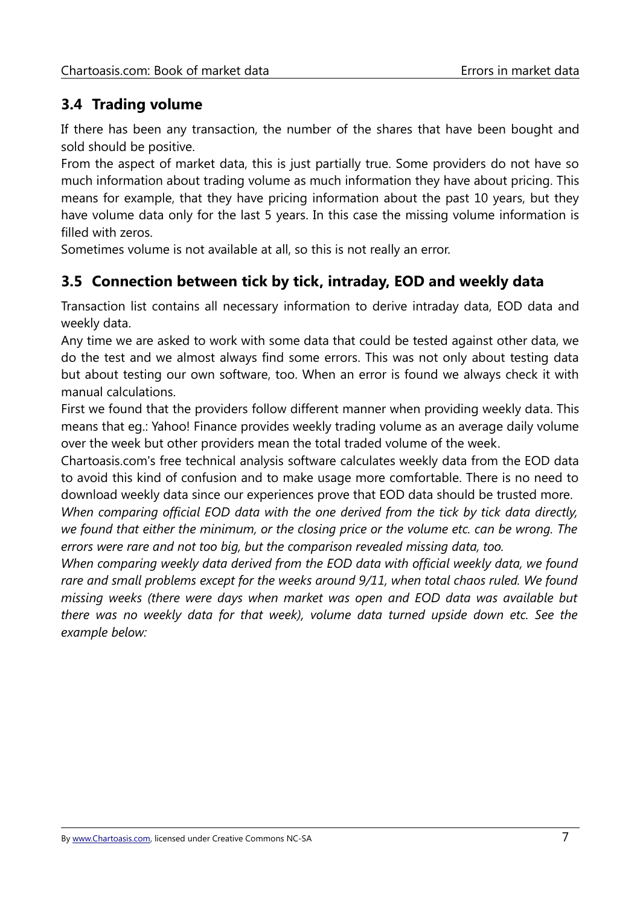## 3.4 Trading volume

If there has been any transaction, the number of the shares that have been bought and sold should be positive.

From the aspect of market data, this is just partially true. Some providers do not have so much information about trading volume as much information they have about pricing. This means for example, that they have pricing information about the past 10 years, but they have volume data only for the last 5 years. In this case the missing volume information is filled with zeros.

Sometimes volume is not available at all, so this is not really an error.

## 3.5 Connection between tick by tick, intraday, EOD and weekly data

Transaction list contains all necessary information to derive intraday data, EOD data and weekly data.

Any time we are asked to work with some data that could be tested against other data, we do the test and we almost always find some errors. This was not only about testing data but about testing our own software, too. When an error is found we always check it with manual calculations.

First we found that the providers follow different manner when providing weekly data. This means that eg.: Yahoo! Finance provides weekly trading volume as an average daily volume over the week but other providers mean the total traded volume of the week.

Chartoasis.com's free technical analysis software calculates weekly data from the EOD data to avoid this kind of confusion and to make usage more comfortable. There is no need to download weekly data since our experiences prove that EOD data should be trusted more.

*When comparing official EOD data with the one derived from the tick by tick data directly, we found that either the minimum, or the closing price or the volume etc. can be wrong. The errors were rare and not too big, but the comparison revealed missing data, too.*

*When comparing weekly data derived from the EOD data with official weekly data, we found rare and small problems except for the weeks around 9/11, when total chaos ruled. We found missing weeks (there were days when market was open and EOD data was available but there was no weekly data for that week), volume data turned upside down etc. See the example below:*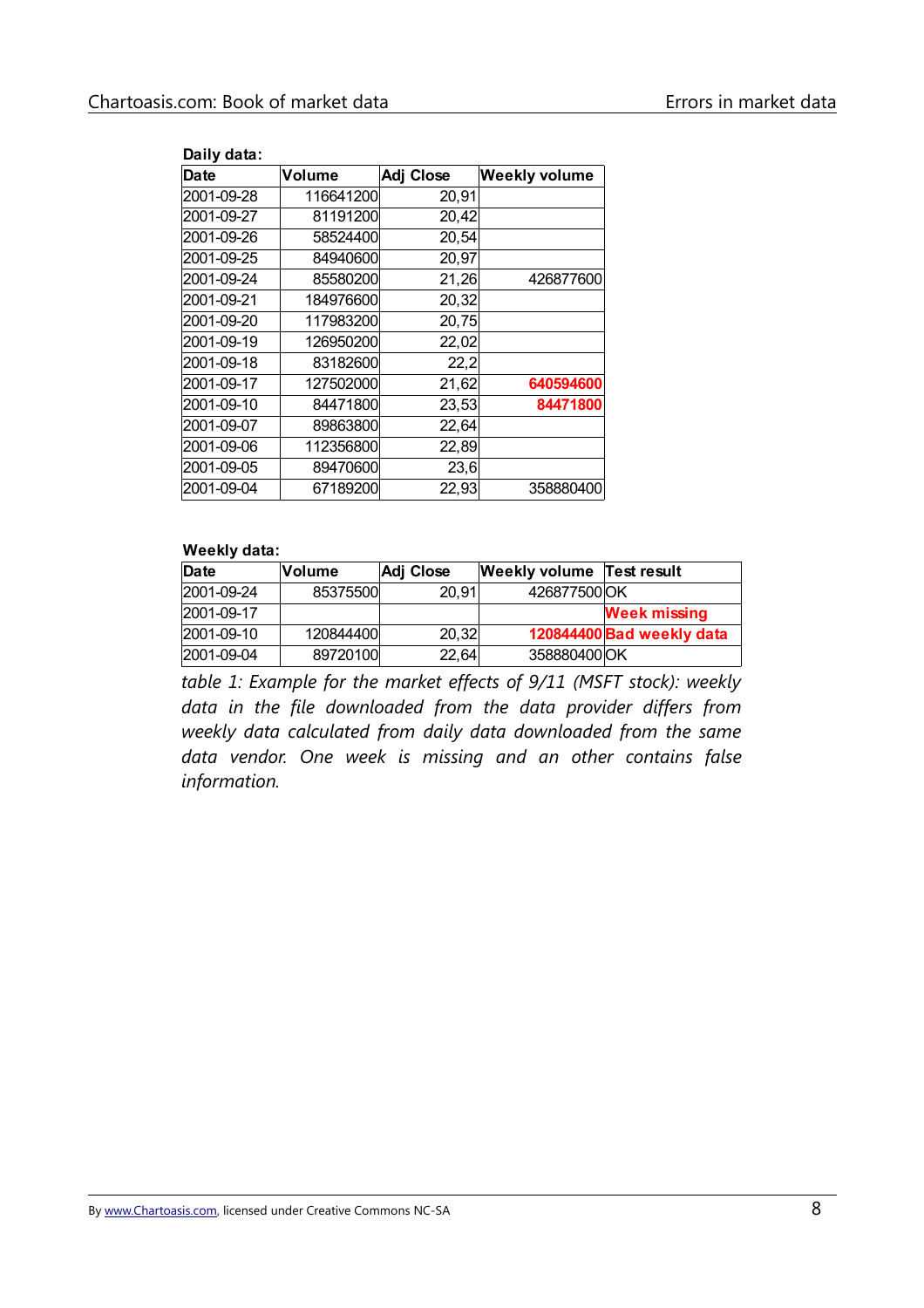**Daily data:**

| Date | Volume | Adj Close | Weekly volume |
|---|---|---|---|
| 2001-09-28 | 116641200 | 20,91 | |
| 2001-09-27 | 81191200 | 20,42 | |
| 2001-09-26 | 58524400 | 20,54 | |
| 2001-09-25 | 84940600 | 20,97 | |
| 2001-09-24 | 85580200 | 21,26 | 426877600 |
| 2001-09-21 | 184976600 | 20,32 | |
| 2001-09-20 | 117983200 | 20,75 | |
| 2001-09-19 | 126950200 | 22,02 | |
| 2001-09-18 | 83182600 | 22,2 | |
| 2001-09-17 | 127502000 | 21,62 | **640594600** |
| 2001-09-10 | 84471800 | 23,53 | **84471800** |
| 2001-09-07 | 89863800 | 22,64 | |
| 2001-09-06 | 112356800 | 22,89 | |
| 2001-09-05 | 89470600 | 23,6 | |
| 2001-09-04 | 67189200 | 22,93 | 358880400 |

**Weekly data:**

| Date | Volume | Adj Close | Weekly volume | Test result |
|---|---|---|---|---|
| 2001-09-24 | 85375500 | 20,91 | 426877500 | OK |
| 2001-09-17 | | | | **Week missing** |
| 2001-09-10 | 120844400 | 20,32 | **120844400** | **Bad weekly data** |
| 2001-09-04 | 89720100 | 22,64 | 358880400 | OK |

*table 1: Example for the market effects of 9/11 (MSFT stock): weekly data in the file downloaded from the data provider differs from weekly data calculated from daily data downloaded from the same data vendor. One week is missing and an other contains false information.*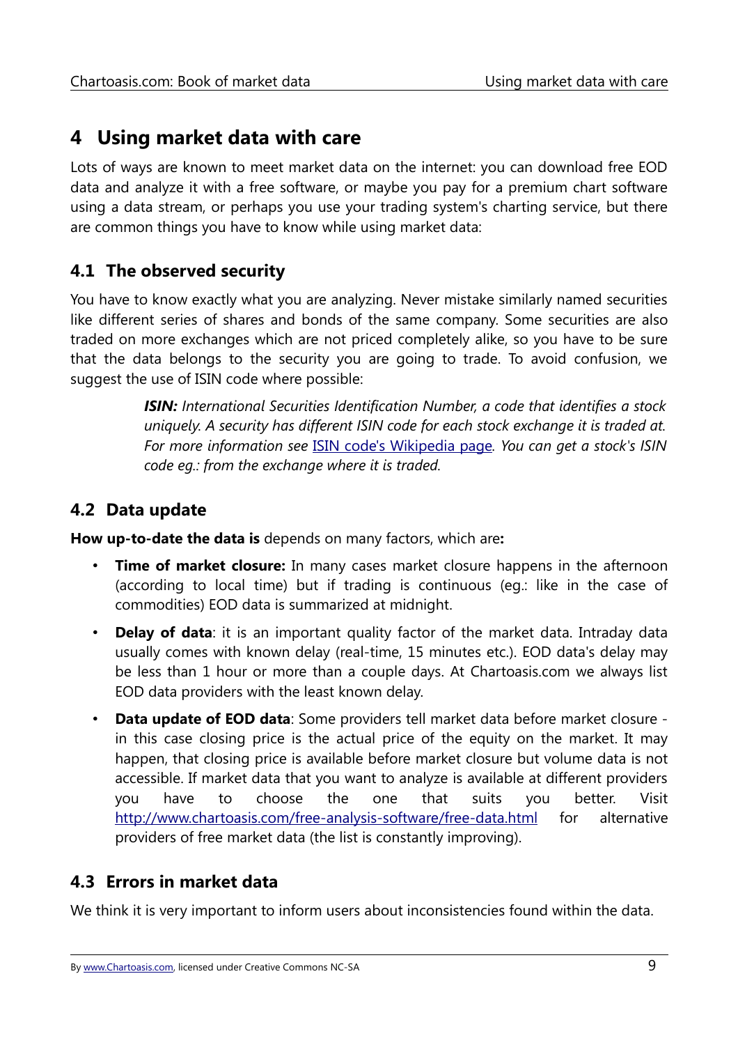# 4 Using market data with care

Lots of ways are known to meet market data on the internet: you can download free EOD data and analyze it with a free software, or maybe you pay for a premium chart software using a data stream, or perhaps you use your trading system's charting service, but there are common things you have to know while using market data:

## 4.1 The observed security

You have to know exactly what you are analyzing. Never mistake similarly named securities like different series of shares and bonds of the same company. Some securities are also traded on more exchanges which are not priced completely alike, so you have to be sure that the data belongs to the security you are going to trade. To avoid confusion, we suggest the use of ISIN code where possible:

> ***ISIN:*** *International Securities Identification Number, a code that identifies a stock uniquely. A security has different ISIN code for each stock exchange it is traded at. For more information see* [ISIN code's Wikipedia page](). *You can get a stock's ISIN code eg.: from the exchange where it is traded.*

## 4.2 Data update

**How up-to-date the data is** depends on many factors, which are**:**

- **Time of market closure:** In many cases market closure happens in the afternoon (according to local time) but if trading is continuous (eg.: like in the case of commodities) EOD data is summarized at midnight.
- **Delay of data**: it is an important quality factor of the market data. Intraday data usually comes with known delay (real-time, 15 minutes etc.). EOD data's delay may be less than 1 hour or more than a couple days. At Chartoasis.com we always list EOD data providers with the least known delay.
- **Data update of EOD data**: Some providers tell market data before market closure - in this case closing price is the actual price of the equity on the market. It may happen, that closing price is available before market closure but volume data is not accessible. If market data that you want to analyze is available at different providers you have to choose the one that suits you better. Visit http://www.chartoasis.com/free-analysis-software/free-data.html for alternative providers of free market data (the list is constantly improving).

## 4.3 Errors in market data

We think it is very important to inform users about inconsistencies found within the data.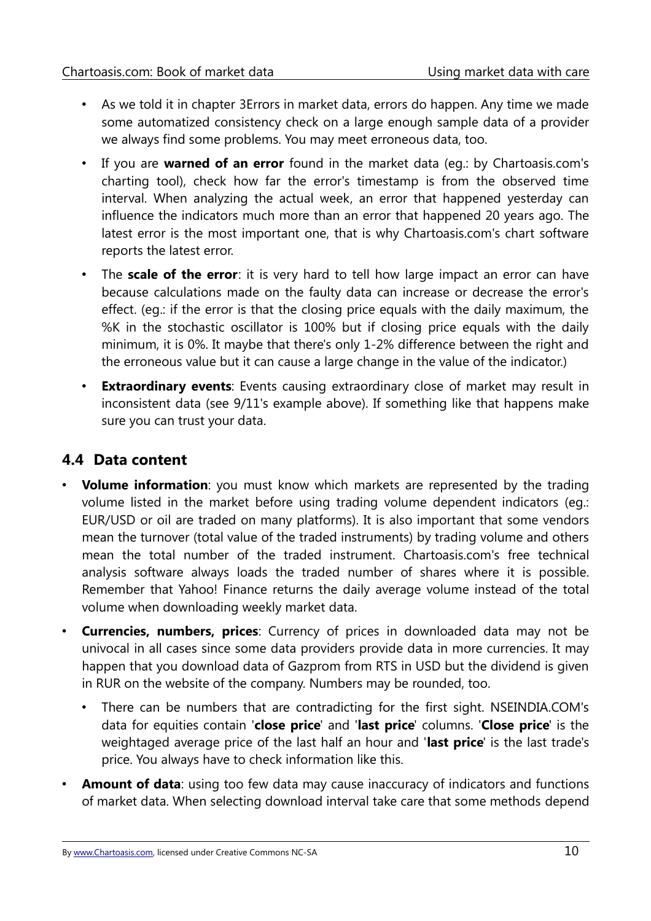- As we told it in chapter 3Errors in market data, errors do happen. Any time we made some automatized consistency check on a large enough sample data of a provider we always find some problems. You may meet erroneous data, too.
- If you are **warned of an error** found in the market data (eg.: by Chartoasis.com's charting tool), check how far the error's timestamp is from the observed time interval. When analyzing the actual week, an error that happened yesterday can influence the indicators much more than an error that happened 20 years ago. The latest error is the most important one, that is why Chartoasis.com's chart software reports the latest error.
- The **scale of the error**: it is very hard to tell how large impact an error can have because calculations made on the faulty data can increase or decrease the error's effect. (eg.: if the error is that the closing price equals with the daily maximum, the %K in the stochastic oscillator is 100% but if closing price equals with the daily minimum, it is 0%. It maybe that there's only 1-2% difference between the right and the erroneous value but it can cause a large change in the value of the indicator.)
- **Extraordinary events**: Events causing extraordinary close of market may result in inconsistent data (see 9/11's example above). If something like that happens make sure you can trust your data.

## 4.4 Data content

- **Volume information**: you must know which markets are represented by the trading volume listed in the market before using trading volume dependent indicators (eg.: EUR/USD or oil are traded on many platforms). It is also important that some vendors mean the turnover (total value of the traded instruments) by trading volume and others mean the total number of the traded instrument. Chartoasis.com's free technical analysis software always loads the traded number of shares where it is possible. Remember that Yahoo! Finance returns the daily average volume instead of the total volume when downloading weekly market data.
- **Currencies, numbers, prices**: Currency of prices in downloaded data may not be univocal in all cases since some data providers provide data in more currencies. It may happen that you download data of Gazprom from RTS in USD but the dividend is given in RUR on the website of the company. Numbers may be rounded, too.
  - There can be numbers that are contradicting for the first sight. NSEINDIA.COM's data for equities contain '**close price**' and '**last price**' columns. '**Close price**' is the weightaged average price of the last half an hour and '**last price**' is the last trade's price. You always have to check information like this.
- **Amount of data**: using too few data may cause inaccuracy of indicators and functions of market data. When selecting download interval take care that some methods depend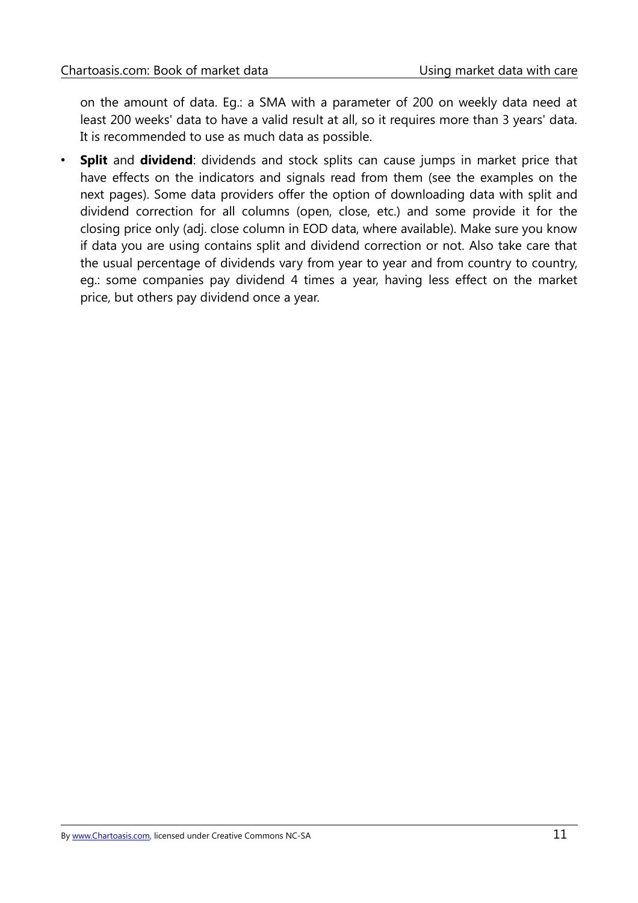on the amount of data. Eg.: a SMA with a parameter of 200 on weekly data need at least 200 weeks' data to have a valid result at all, so it requires more than 3 years' data. It is recommended to use as much data as possible.

- **Split** and **dividend**: dividends and stock splits can cause jumps in market price that have effects on the indicators and signals read from them (see the examples on the next pages). Some data providers offer the option of downloading data with split and dividend correction for all columns (open, close, etc.) and some provide it for the closing price only (adj. close column in EOD data, where available). Make sure you know if data you are using contains split and dividend correction or not. Also take care that the usual percentage of dividends vary from year to year and from country to country, eg.: some companies pay dividend 4 times a year, having less effect on the market price, but others pay dividend once a year.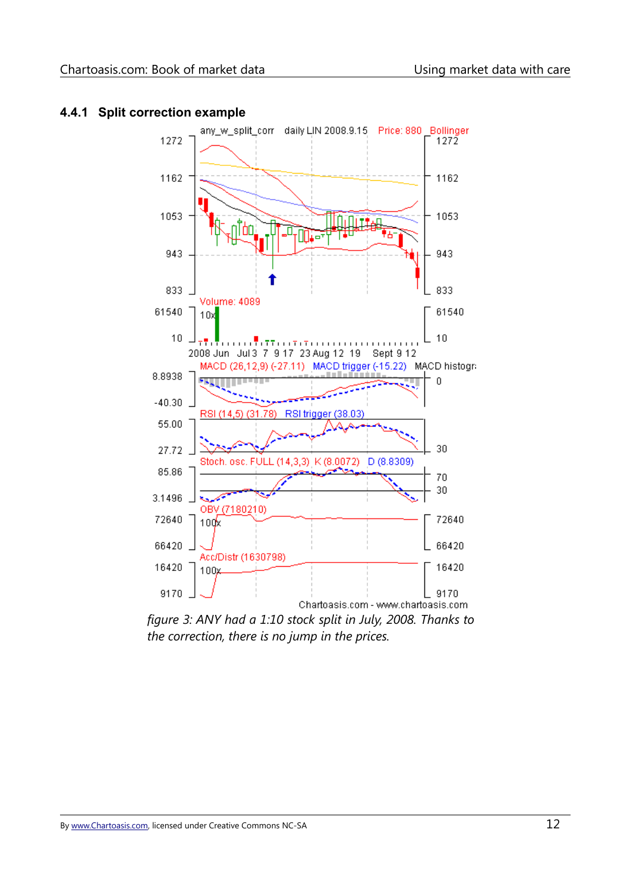### 4.4.1 Split correction example

*figure 3: ANY had a 1:10 stock split in July, 2008. Thanks to the correction, there is no jump in the prices.*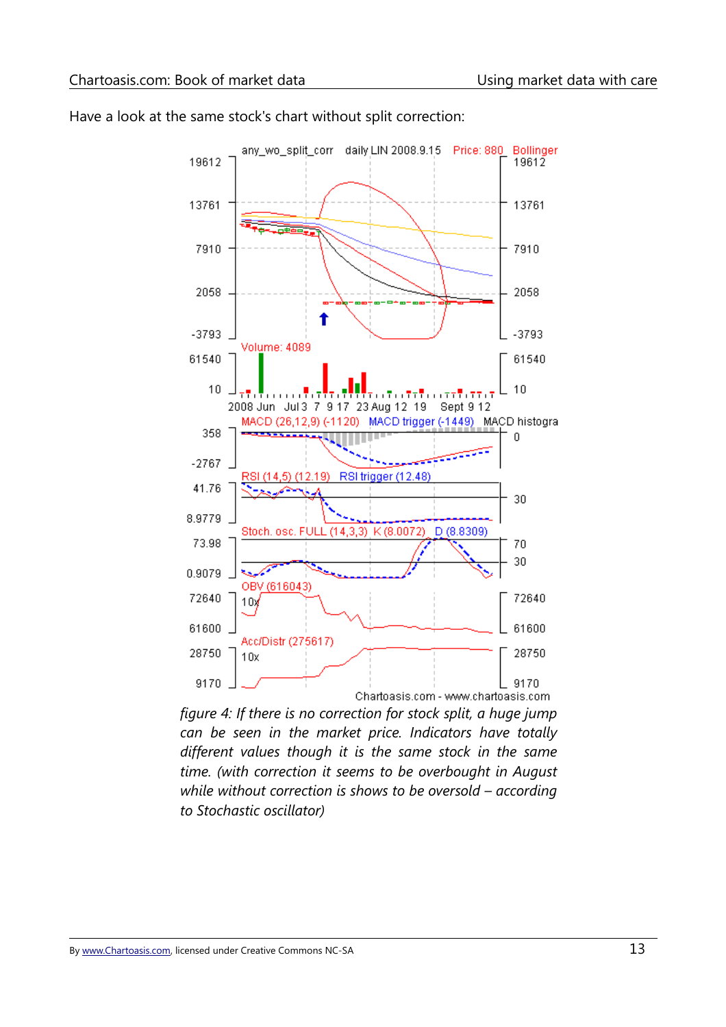Have a look at the same stock's chart without split correction:

*figure 4: If there is no correction for stock split, a huge jump can be seen in the market price. Indicators have totally different values though it is the same stock in the same time. (with correction it seems to be overbought in August while without correction is shows to be oversold – according to Stochastic oscillator)*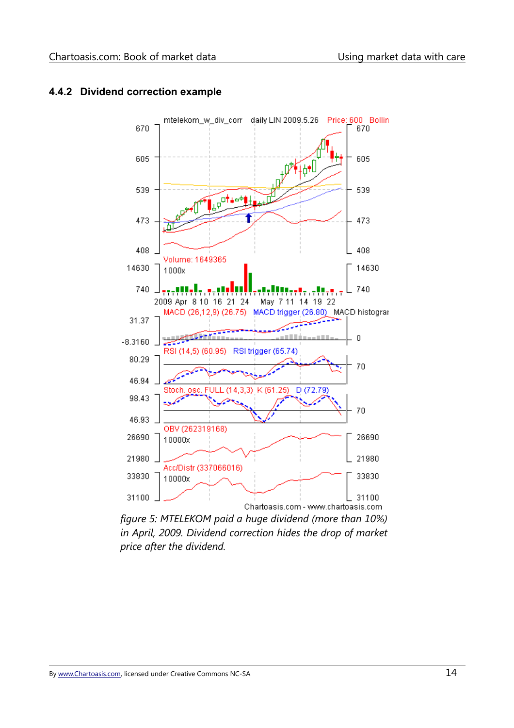### 4.4.2 Dividend correction example

*figure 5: MTELEKOM paid a huge dividend (more than 10%) in April, 2009. Dividend correction hides the drop of market price after the dividend.*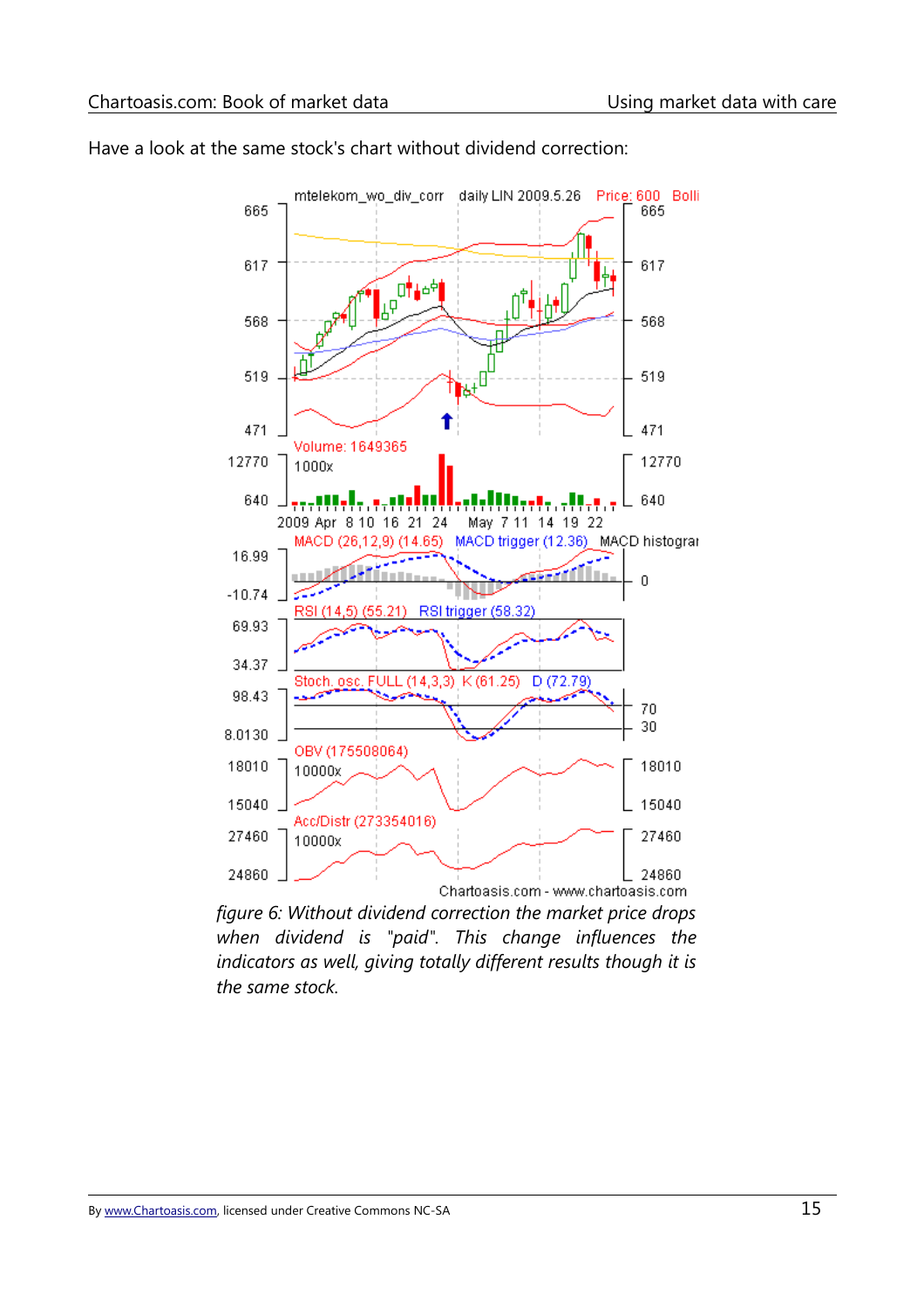Have a look at the same stock's chart without dividend correction:

*figure 6: Without dividend correction the market price drops when dividend is "paid". This change influences the indicators as well, giving totally different results though it is the same stock.*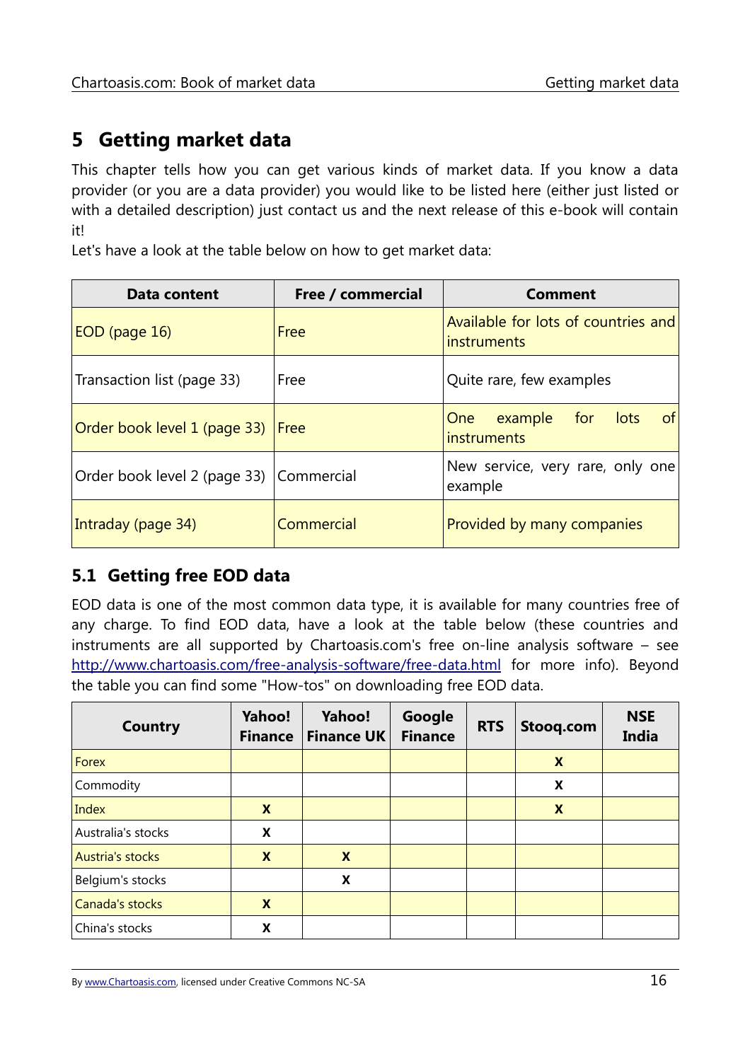# 5 Getting market data

This chapter tells how you can get various kinds of market data. If you know a data provider (or you are a data provider) you would like to be listed here (either just listed or with a detailed description) just contact us and the next release of this e-book will contain it!

Let's have a look at the table below on how to get market data:

| Data content | Free / commercial | Comment |
|---|---|---|
| EOD (page 16) | Free | Available for lots of countries and instruments |
| Transaction list (page 33) | Free | Quite rare, few examples |
| Order book level 1 (page 33) | Free | One example for lots of instruments |
| Order book level 2 (page 33) | Commercial | New service, very rare, only one example |
| Intraday (page 34) | Commercial | Provided by many companies |

## 5.1 Getting free EOD data

EOD data is one of the most common data type, it is available for many countries free of any charge. To find EOD data, have a look at the table below (these countries and instruments are all supported by Chartoasis.com's free on-line analysis software – see http://www.chartoasis.com/free-analysis-software/free-data.html for more info). Beyond the table you can find some "How-tos" on downloading free EOD data.

| Country | Yahoo! Finance | Yahoo! Finance UK | Google Finance | RTS | Stooq.com | NSE India |
|---|---|---|---|---|---|---|
| Forex | | | | | X | |
| Commodity | | | | | X | |
| Index | X | | | | X | |
| Australia's stocks | X | | | | | |
| Austria's stocks | X | X | | | | |
| Belgium's stocks | | X | | | | |
| Canada's stocks | X | | | | | |
| China's stocks | X | | | | | |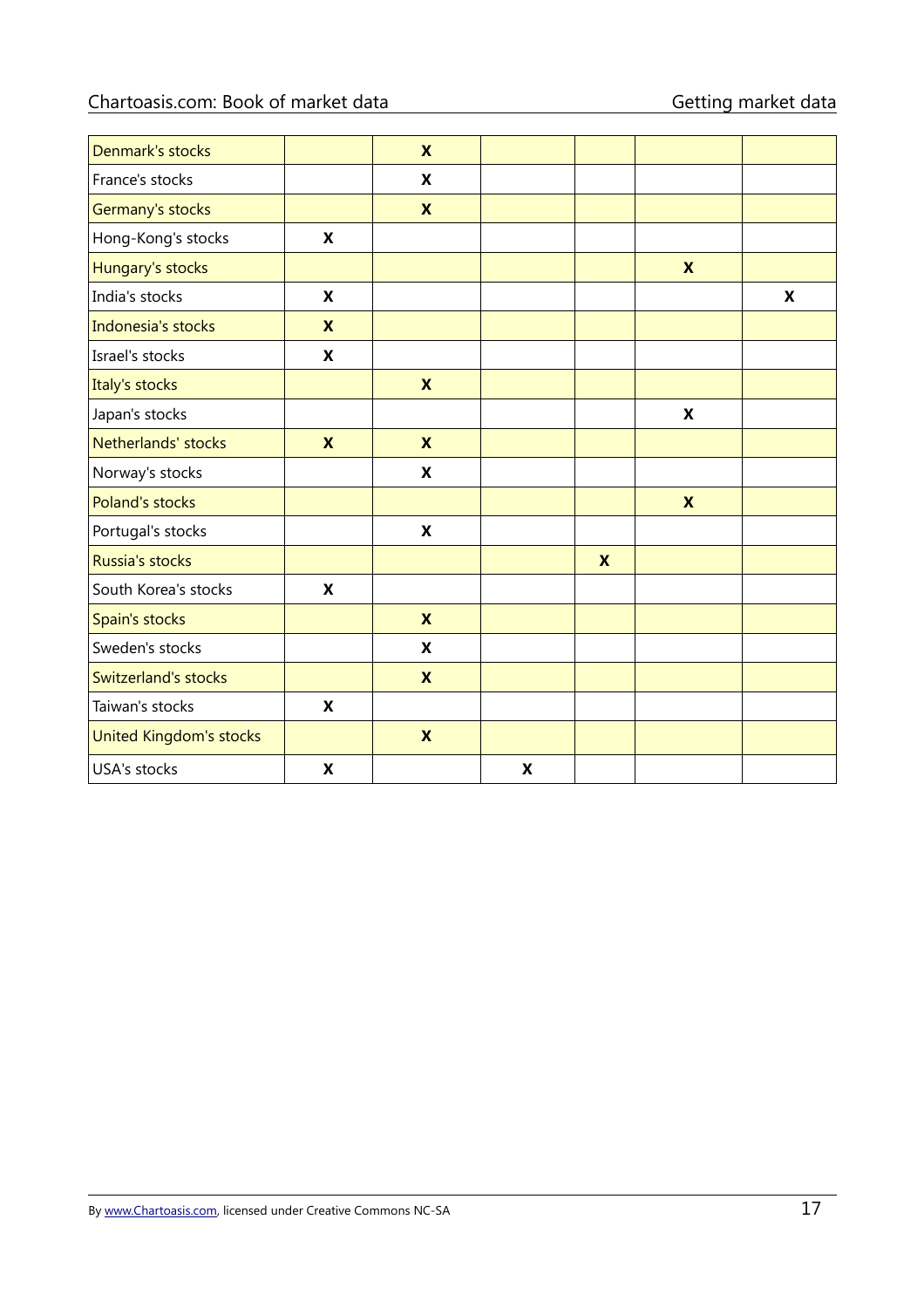| | | | | | | |
|---|---|---|---|---|---|---|
| Denmark's stocks | | **X** | | | | |
| France's stocks | | **X** | | | | |
| Germany's stocks | | **X** | | | | |
| Hong-Kong's stocks | **X** | | | | | |
| Hungary's stocks | | | | | **X** | |
| India's stocks | **X** | | | | | **X** |
| Indonesia's stocks | **X** | | | | | |
| Israel's stocks | **X** | | | | | |
| Italy's stocks | | **X** | | | | |
| Japan's stocks | | | | | **X** | |
| Netherlands' stocks | **X** | **X** | | | | |
| Norway's stocks | | **X** | | | | |
| Poland's stocks | | | | | **X** | |
| Portugal's stocks | | **X** | | | | |
| Russia's stocks | | | | **X** | | |
| South Korea's stocks | **X** | | | | | |
| Spain's stocks | | **X** | | | | |
| Sweden's stocks | | **X** | | | | |
| Switzerland's stocks | | **X** | | | | |
| Taiwan's stocks | **X** | | | | | |
| United Kingdom's stocks | | **X** | | | | |
| USA's stocks | **X** | | **X** | | | |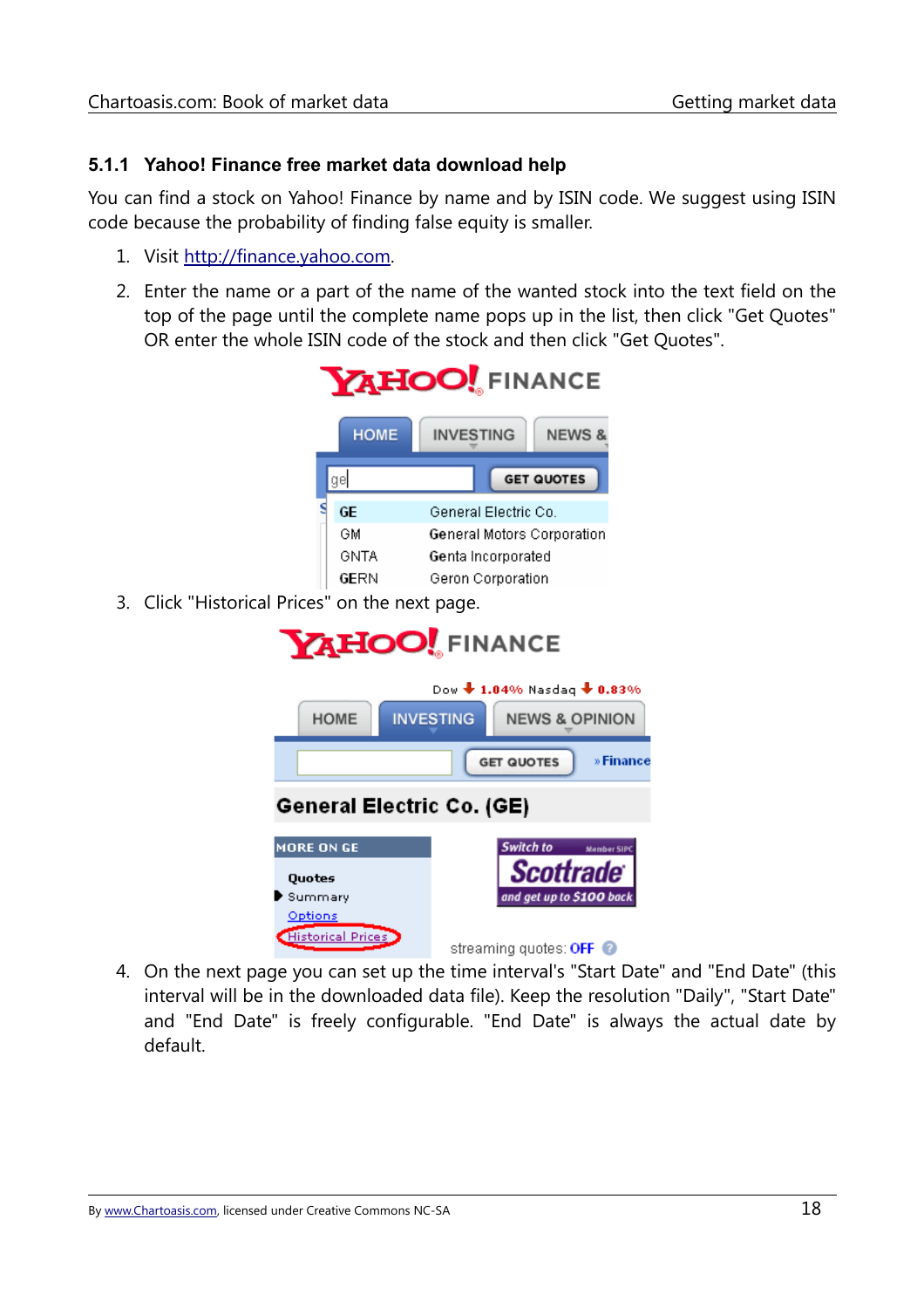### 5.1.1 Yahoo! Finance free market data download help

You can find a stock on Yahoo! Finance by name and by ISIN code. We suggest using ISIN code because the probability of finding false equity is smaller.

1. Visit [http://finance.yahoo.com](http://finance.yahoo.com).
2. Enter the name or a part of the name of the wanted stock into the text field on the top of the page until the complete name pops up in the list, then click "Get Quotes" OR enter the whole ISIN code of the stock and then click "Get Quotes".
3. Click "Historical Prices" on the next page.
4. On the next page you can set up the time interval's "Start Date" and "End Date" (this interval will be in the downloaded data file). Keep the resolution "Daily", "Start Date" and "End Date" is freely configurable. "End Date" is always the actual date by default.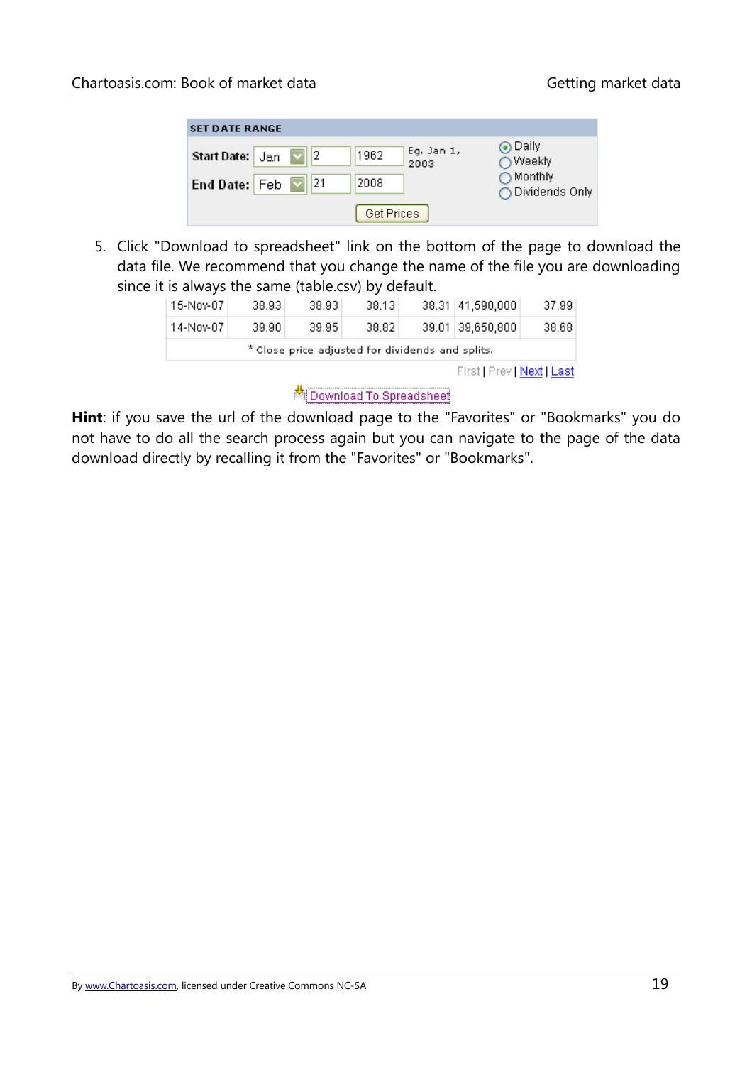| SET DATE RANGE | | | | | |
|---|---|---|---|---|---|
| Start Date: | Jan | 2 | 1962 | Eg. Jan 1, 2003 | Daily |
| End Date: | Feb | 21 | 2008 | | Weekly |
| | | | | | Monthly |
| | | | | | Dividends Only |

Get Prices

5. Click "Download to spreadsheet" link on the bottom of the page to download the data file. We recommend that you change the name of the file you are downloading since it is always the same (table.csv) by default.

| | | | | | | |
|---|---|---|---|---|---|---|
| 15-Nov-07 | 38.93 | 38.93 | 38.13 | 38.31 | 41,590,000 | 37.99 |
| 14-Nov-07 | 39.90 | 39.95 | 38.82 | 39.01 | 39,650,800 | 38.68 |

* Close price adjusted for dividends and splits.

First | Prev | Next | Last

Download To Spreadsheet

**Hint**: if you save the url of the download page to the "Favorites" or "Bookmarks" you do not have to do all the search process again but you can navigate to the page of the data download directly by recalling it from the "Favorites" or "Bookmarks".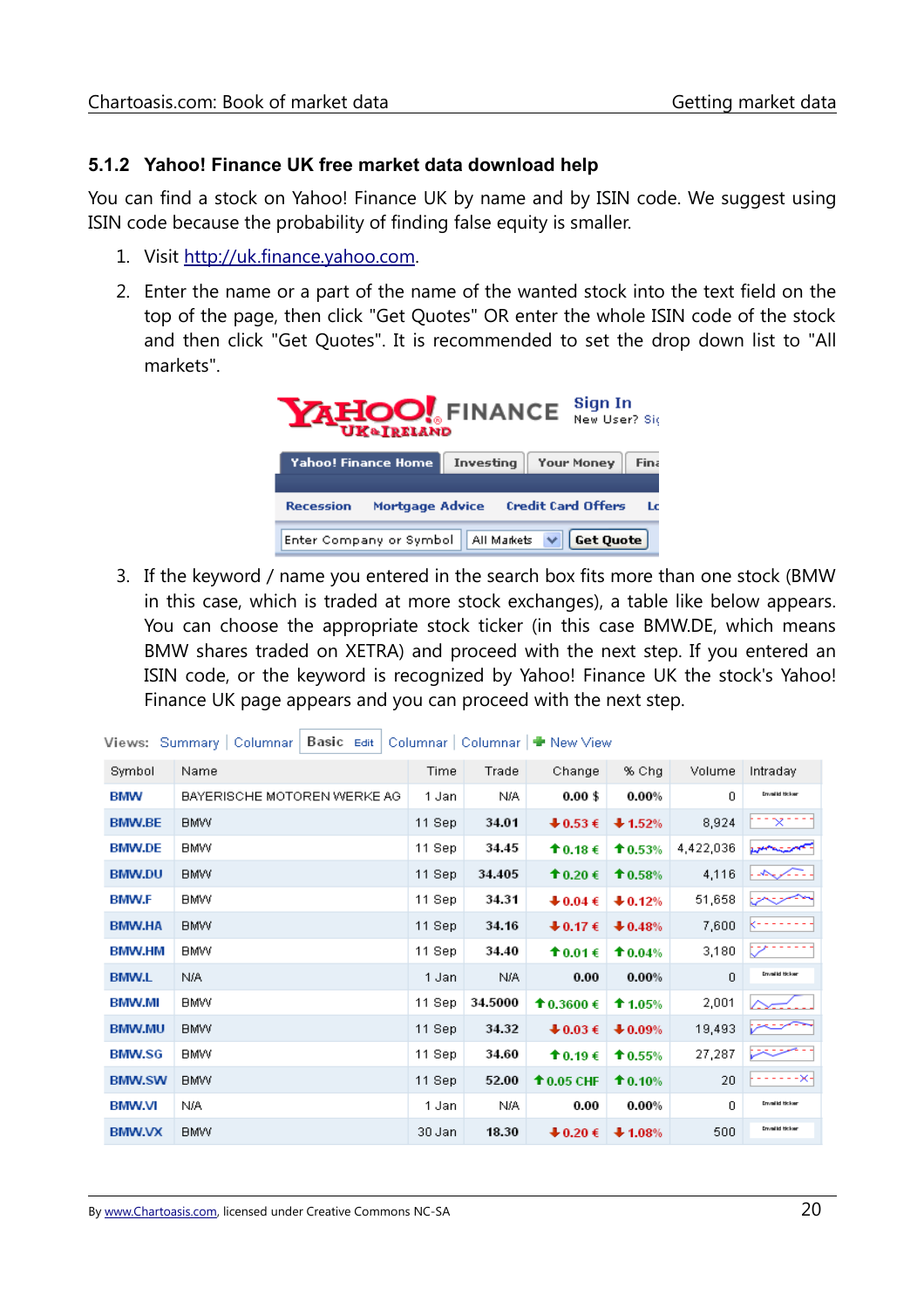### 5.1.2 Yahoo! Finance UK free market data download help

You can find a stock on Yahoo! Finance UK by name and by ISIN code. We suggest using ISIN code because the probability of finding false equity is smaller.

1. Visit http://uk.finance.yahoo.com.
2. Enter the name or a part of the name of the wanted stock into the text field on the top of the page, then click "Get Quotes" OR enter the whole ISIN code of the stock and then click "Get Quotes". It is recommended to set the drop down list to "All markets".
3. If the keyword / name you entered in the search box fits more than one stock (BMW in this case, which is traded at more stock exchanges), a table like below appears. You can choose the appropriate stock ticker (in this case BMW.DE, which means BMW shares traded on XETRA) and proceed with the next step. If you entered an ISIN code, or the keyword is recognized by Yahoo! Finance UK the stock's Yahoo! Finance UK page appears and you can proceed with the next step.

| Symbol | Name | Time | Trade | Change | % Chg | Volume | Intraday |
|---|---|---|---|---|---|---|---|
| BMW | BAYERISCHE MOTOREN WERKE AG | 1 Jan | N/A | 0.00 $ | 0.00% | 0 | |
| BMW.BE | BMW | 11 Sep | 34.01 | ↓0.53 € | ↓1.52% | 8,924 | |
| BMW.DE | BMW | 11 Sep | 34.45 | ↑0.18 € | ↑0.53% | 4,422,036 | |
| BMW.DU | BMW | 11 Sep | 34.405 | ↑0.20 € | ↑0.58% | 4,116 | |
| BMW.F | BMW | 11 Sep | 34.31 | ↓0.04 € | ↓0.12% | 51,658 | |
| BMW.HA | BMW | 11 Sep | 34.16 | ↓0.17 € | ↓0.48% | 7,600 | |
| BMW.HM | BMW | 11 Sep | 34.40 | ↑0.01 € | ↑0.04% | 3,180 | |
| BMW.L | N/A | 1 Jan | N/A | 0.00 | 0.00% | 0 | |
| BMW.MI | BMW | 11 Sep | 34.5000 | ↑0.3600 € | ↑1.05% | 2,001 | |
| BMW.MU | BMW | 11 Sep | 34.32 | ↓0.03 € | ↓0.09% | 19,493 | |
| BMW.SG | BMW | 11 Sep | 34.60 | ↑0.19 € | ↑0.55% | 27,287 | |
| BMW.SW | BMW | 11 Sep | 52.00 | ↑0.05 CHF | ↑0.10% | 20 | |
| BMW.VI | N/A | 1 Jan | N/A | 0.00 | 0.00% | 0 | |
| BMW.VX | BMW | 30 Jan | 18.30 | ↓0.20 € | ↓1.08% | 500 | |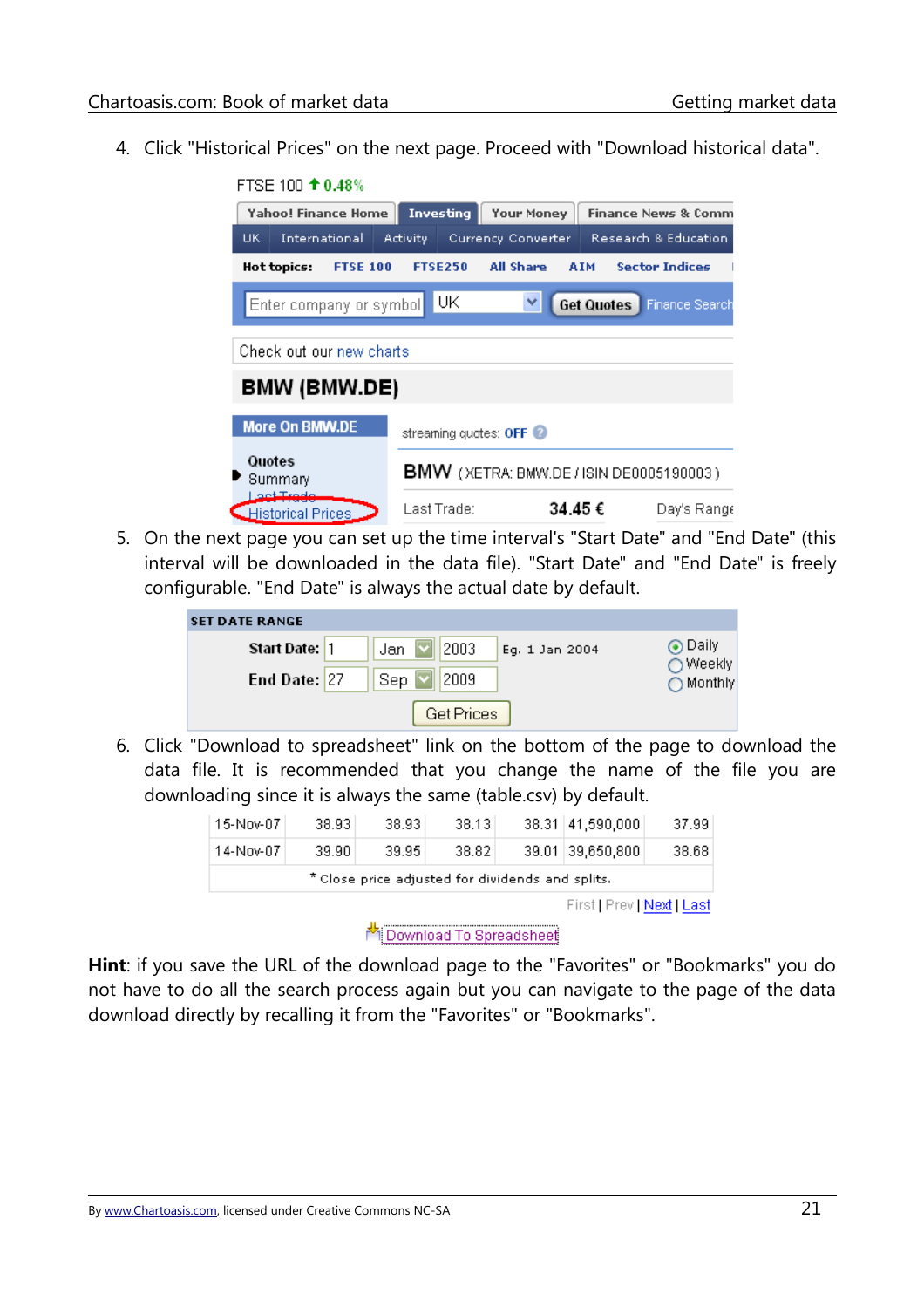4. Click "Historical Prices" on the next page. Proceed with "Download historical data".

5. On the next page you can set up the time interval's "Start Date" and "End Date" (this interval will be downloaded in the data file). "Start Date" and "End Date" is freely configurable. "End Date" is always the actual date by default.

6. Click "Download to spreadsheet" link on the bottom of the page to download the data file. It is recommended that you change the name of the file you are downloading since it is always the same (table.csv) by default.

**Hint**: if you save the URL of the download page to the "Favorites" or "Bookmarks" you do not have to do all the search process again but you can navigate to the page of the data download directly by recalling it from the "Favorites" or "Bookmarks".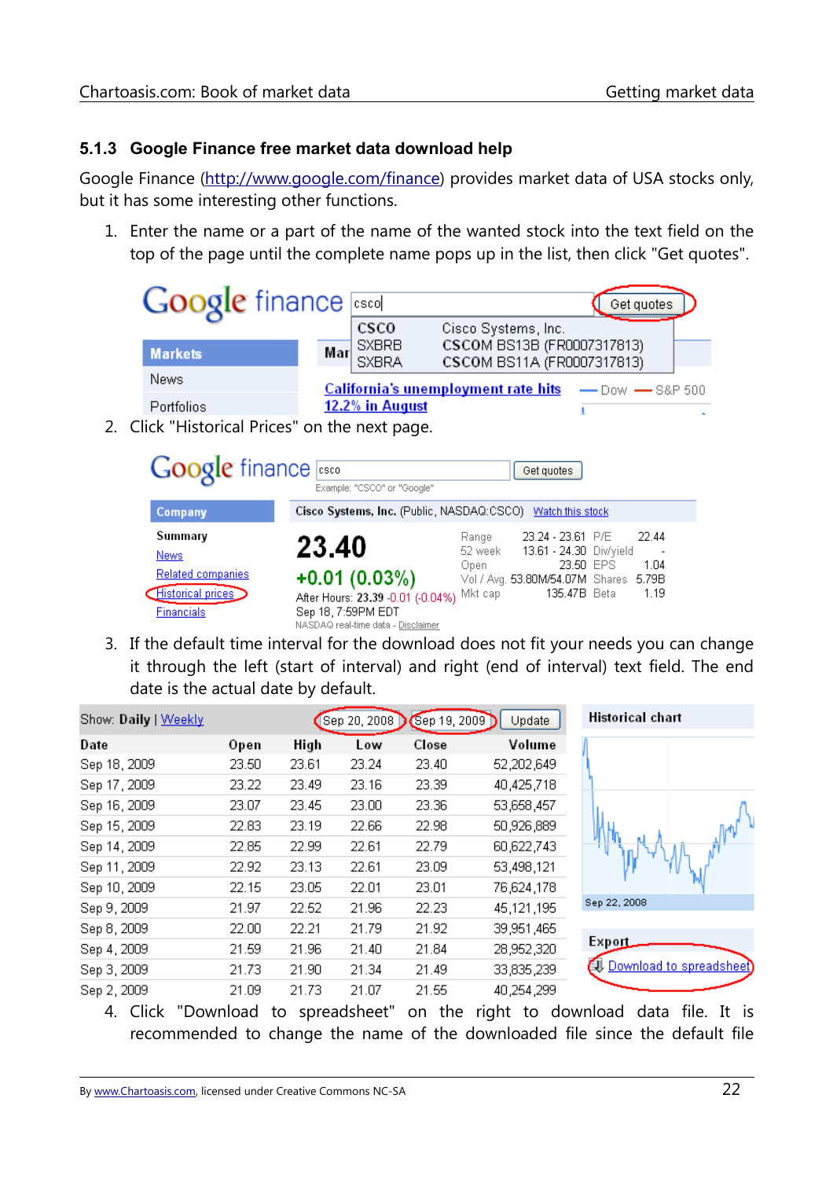### 5.1.3 Google Finance free market data download help

Google Finance (http://www.google.com/finance) provides market data of USA stocks only, but it has some interesting other functions.

1. Enter the name or a part of the name of the wanted stock into the text field on the top of the page until the complete name pops up in the list, then click "Get quotes".

2. Click "Historical Prices" on the next page.

3. If the default time interval for the download does not fit your needs you can change it through the left (start of interval) and right (end of interval) text field. The end date is the actual date by default.

4. Click "Download to spreadsheet" on the right to download data file. It is recommended to change the name of the downloaded file since the default file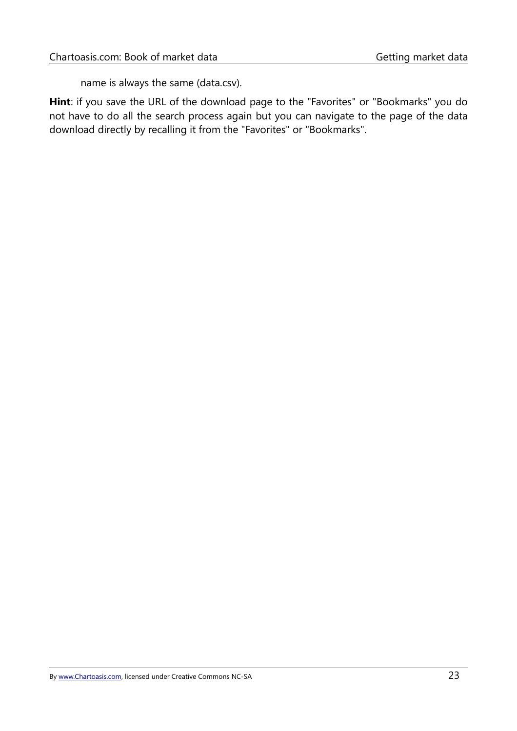name is always the same (data.csv).

**Hint**: if you save the URL of the download page to the "Favorites" or "Bookmarks" you do not have to do all the search process again but you can navigate to the page of the data download directly by recalling it from the "Favorites" or "Bookmarks".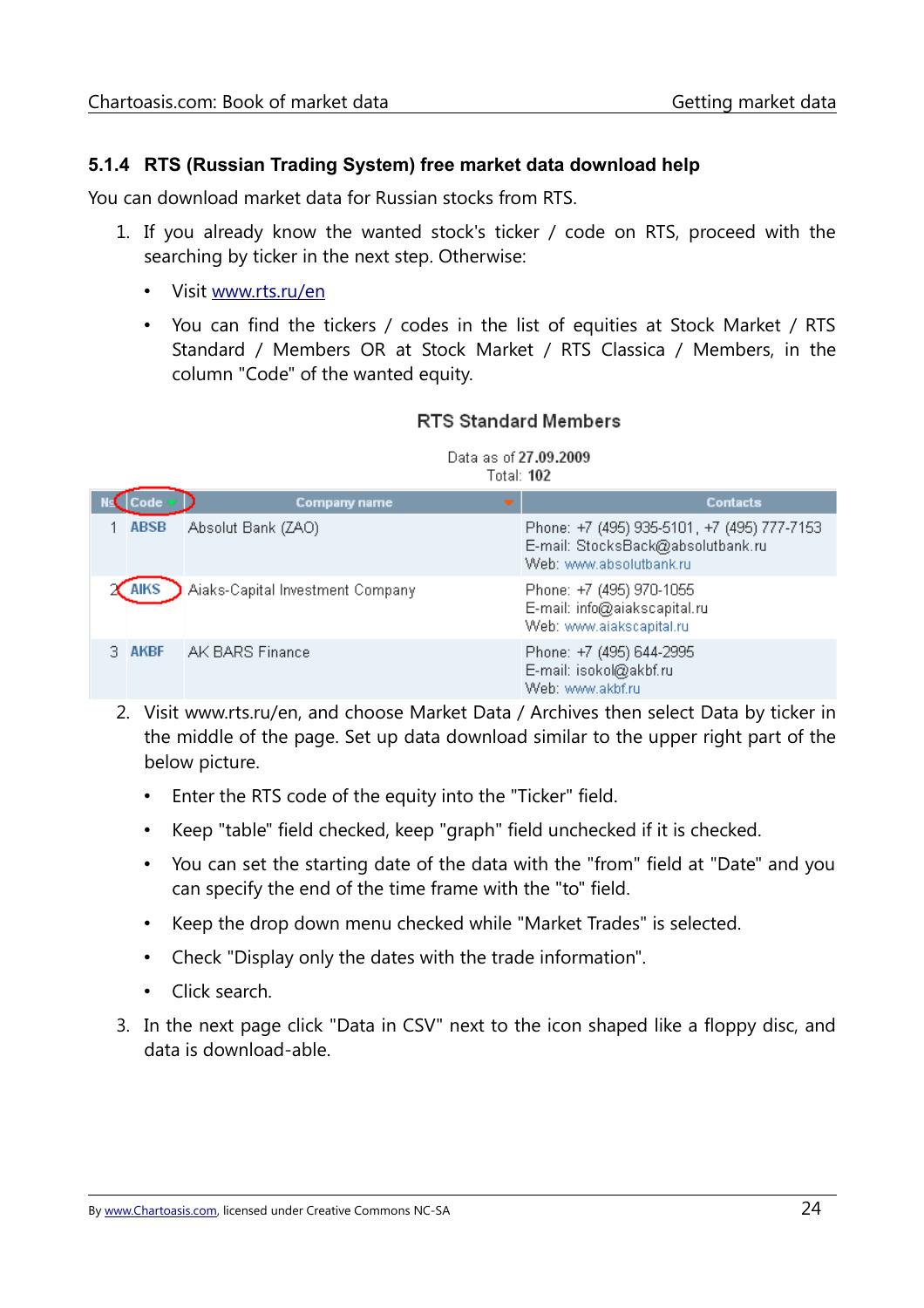### 5.1.4 RTS (Russian Trading System) free market data download help

You can download market data for Russian stocks from RTS.

1. If you already know the wanted stock's ticker / code on RTS, proceed with the searching by ticker in the next step. Otherwise:
   - Visit www.rts.ru/en
   - You can find the tickers / codes in the list of equities at Stock Market / RTS Standard / Members OR at Stock Market / RTS Classica / Members, in the column "Code" of the wanted equity.

RTS Standard Members

Data as of 27.09.2009
Total: 102

| № | Code | Company name | Contacts |
|---|---|---|---|
| 1 | ABSB | Absolut Bank (ZAO) | Phone: +7 (495) 935-5101, +7 (495) 777-7153<br>E-mail: StocksBack@absolutbank.ru<br>Web: www.absolutbank.ru |
| 2 | AIKS | Aiaks-Capital Investment Company | Phone: +7 (495) 970-1055<br>E-mail: info@aiakscapital.ru<br>Web: www.aiakscapital.ru |
| 3 | AKBF | AK BARS Finance | Phone: +7 (495) 644-2995<br>E-mail: isokol@akbf.ru<br>Web: www.akbf.ru |

2. Visit www.rts.ru/en, and choose Market Data / Archives then select Data by ticker in the middle of the page. Set up data download similar to the upper right part of the below picture.
   - Enter the RTS code of the equity into the "Ticker" field.
   - Keep "table" field checked, keep "graph" field unchecked if it is checked.
   - You can set the starting date of the data with the "from" field at "Date" and you can specify the end of the time frame with the "to" field.
   - Keep the drop down menu checked while "Market Trades" is selected.
   - Check "Display only the dates with the trade information".
   - Click search.
3. In the next page click "Data in CSV" next to the icon shaped like a floppy disc, and data is download-able.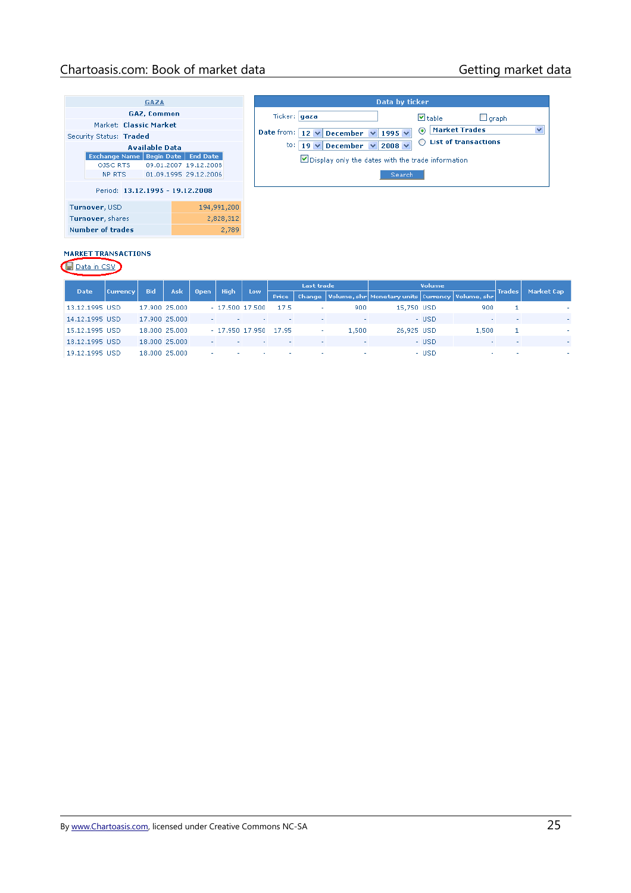| GAZA | |
|---|---|
| GAZ, Common | |
| Market: | Classic Market |
| Security Status: | Traded |

**Available Data**

| Exchange Name | Begin Date | End Date |
|---|---|---|
| OJSC RTS | 09.01.2007 | 19.12.2008 |
| NP RTS | 01.09.1995 | 29.12.2006 |

Period: **13.12.1995 - 19.12.2008**

| | |
|---|---|
| Turnover, USD | 194,991,200 |
| Turnover, shares | 2,828,312 |
| Number of trades | 2,789 |

**Data by ticker**

Ticker: gaza

Date from: 12 December 1995

to: 19 December 2008

☑ table ☐ graph

◉ Market Trades

○ List of transactions

☑ Display only the dates with the trade information

Search

**MARKET TRANSACTIONS**

Data in CSV

| Date | Currency | Bid | Ask | Open | High | Low | Last trade | | | Volume | | | Trades | Market Cap |
|---|---|---|---|---|---|---|---|---|---|---|---|---|---|---|
| | | | | | | | Price | Change | Volume, shr | Monetary units | Currency | Volume, shr | | |
| 13.12.1995 | USD | 17.900 | 25.000 | - | 17.500 | 17.500 | 17.5 | - | 900 | 15,750 | USD | 900 | 1 | - |
| 14.12.1995 | USD | 17.900 | 25.000 | - | - | - | - | - | - | - | USD | - | - | - |
| 15.12.1995 | USD | 18.000 | 25.000 | - | 17.950 | 17.950 | 17.95 | - | 1,500 | 26,925 | USD | 1,500 | 1 | - |
| 18.12.1995 | USD | 18.000 | 25.000 | - | - | - | - | - | - | - | USD | - | - | - |
| 19.12.1995 | USD | 18.000 | 25.000 | - | - | - | - | - | - | - | USD | - | - | - |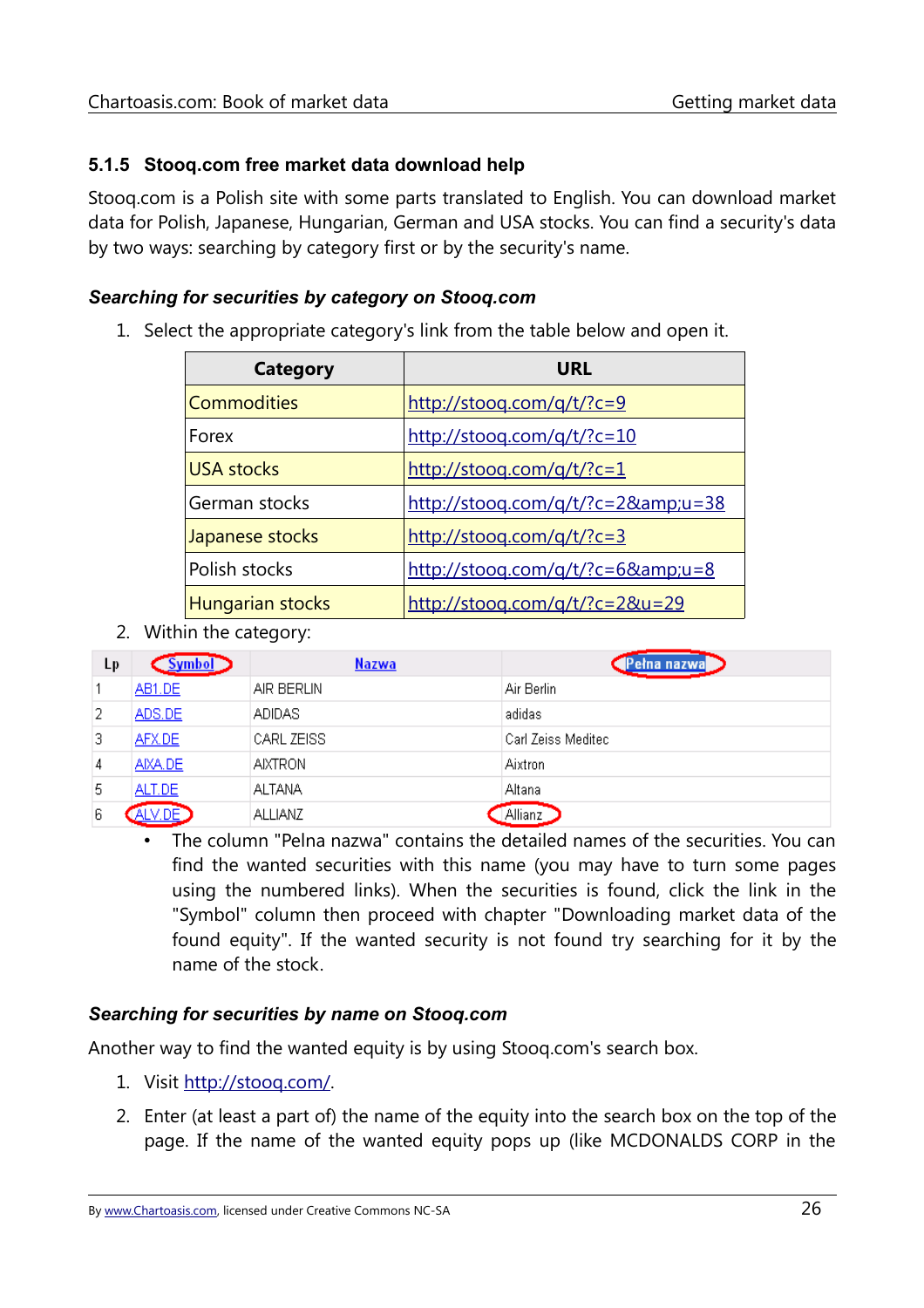### 5.1.5 Stooq.com free market data download help

Stooq.com is a Polish site with some parts translated to English. You can download market data for Polish, Japanese, Hungarian, German and USA stocks. You can find a security's data by two ways: searching by category first or by the security's name.

#### *Searching for securities by category on Stooq.com*

1. Select the appropriate category's link from the table below and open it.

| Category | URL |
|---|---|
| Commodities | http://stooq.com/q/t/?c=9 |
| Forex | http://stooq.com/q/t/?c=10 |
| USA stocks | http://stooq.com/q/t/?c=1 |
| German stocks | http://stooq.com/q/t/?c=2&amp;u=38 |
| Japanese stocks | http://stooq.com/q/t/?c=3 |
| Polish stocks | http://stooq.com/q/t/?c=6&amp;u=8 |
| Hungarian stocks | http://stooq.com/q/t/?c=2&u=29 |

2. Within the category:

| Lp | Symbol | Nazwa | Pełna nazwa |
|---|---|---|---|
| 1 | AB1.DE | AIR BERLIN | Air Berlin |
| 2 | ADS.DE | ADIDAS | adidas |
| 3 | AFX.DE | CARL ZEISS | Carl Zeiss Meditec |
| 4 | AIXA.DE | AIXTRON | Aixtron |
| 5 | ALT.DE | ALTANA | Altana |
| 6 | ALV.DE | ALLIANZ | Allianz |

   - The column "Pelna nazwa" contains the detailed names of the securities. You can find the wanted securities with this name (you may have to turn some pages using the numbered links). When the securities is found, click the link in the "Symbol" column then proceed with chapter "Downloading market data of the found equity". If the wanted security is not found try searching for it by the name of the stock.

#### *Searching for securities by name on Stooq.com*

Another way to find the wanted equity is by using Stooq.com's search box.

1. Visit http://stooq.com/.
2. Enter (at least a part of) the name of the equity into the search box on the top of the page. If the name of the wanted equity pops up (like MCDONALDS CORP in the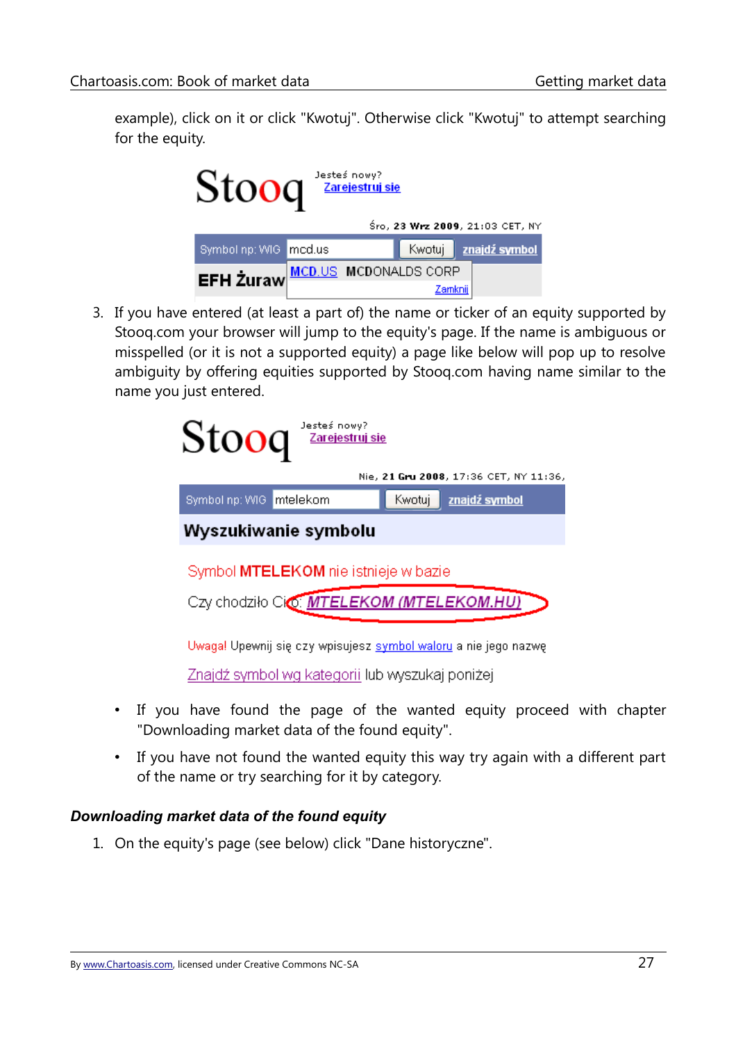example), click on it or click "Kwotuj". Otherwise click "Kwotuj" to attempt searching for the equity.

3. If you have entered (at least a part of) the name or ticker of an equity supported by Stooq.com your browser will jump to the equity's page. If the name is ambiguous or misspelled (or it is not a supported equity) a page like below will pop up to resolve ambiguity by offering equities supported by Stooq.com having name similar to the name you just entered.

- If you have found the page of the wanted equity proceed with chapter "Downloading market data of the found equity".
- If you have not found the wanted equity this way try again with a different part of the name or try searching for it by category.

### *Downloading market data of the found equity*

1. On the equity's page (see below) click "Dane historyczne".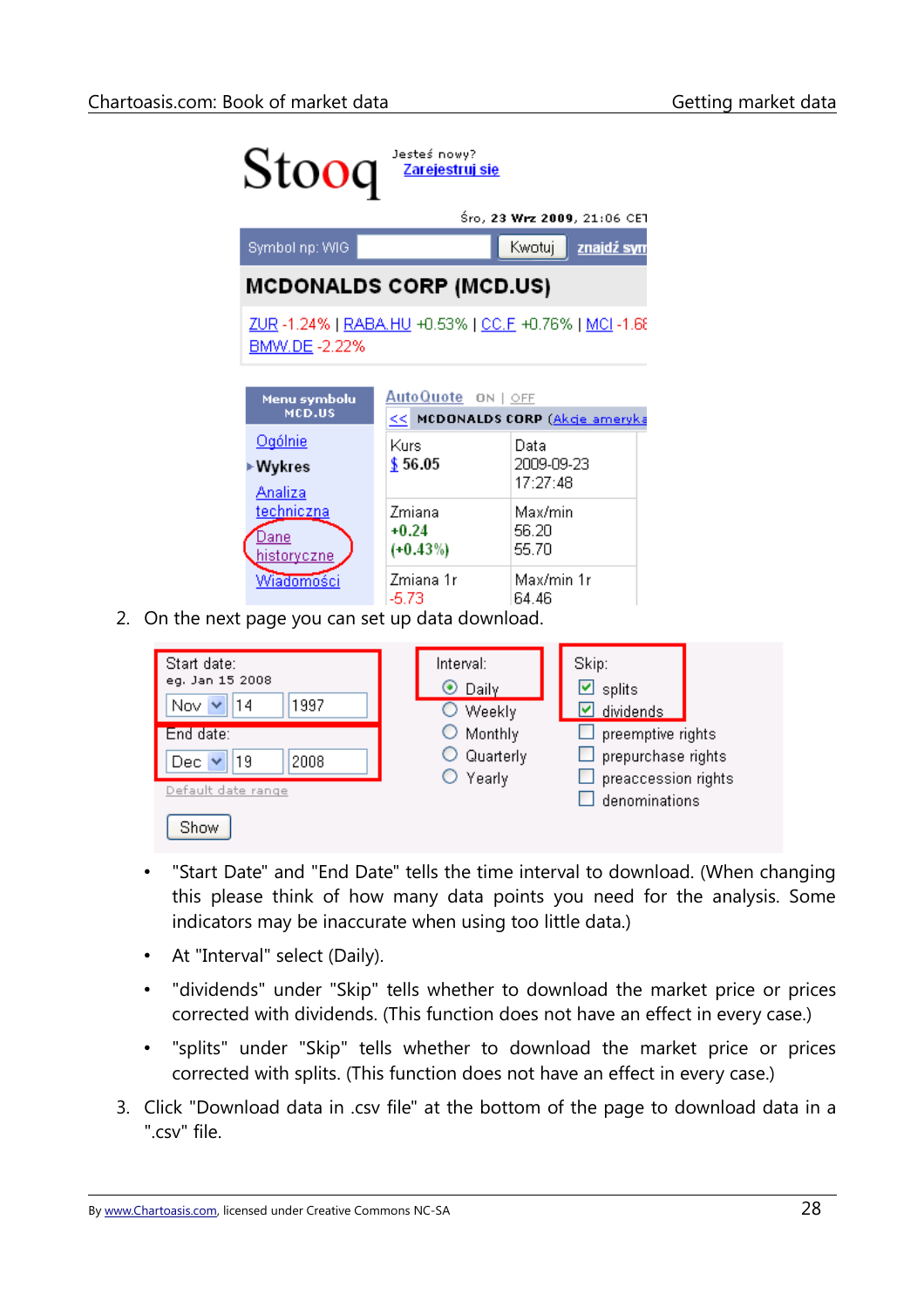2. On the next page you can set up data download.

- "Start Date" and "End Date" tells the time interval to download. (When changing this please think of how many data points you need for the analysis. Some indicators may be inaccurate when using too little data.)
- At "Interval" select (Daily).
- "dividends" under "Skip" tells whether to download the market price or prices corrected with dividends. (This function does not have an effect in every case.)
- "splits" under "Skip" tells whether to download the market price or prices corrected with splits. (This function does not have an effect in every case.)

3. Click "Download data in .csv file" at the bottom of the page to download data in a ".csv" file.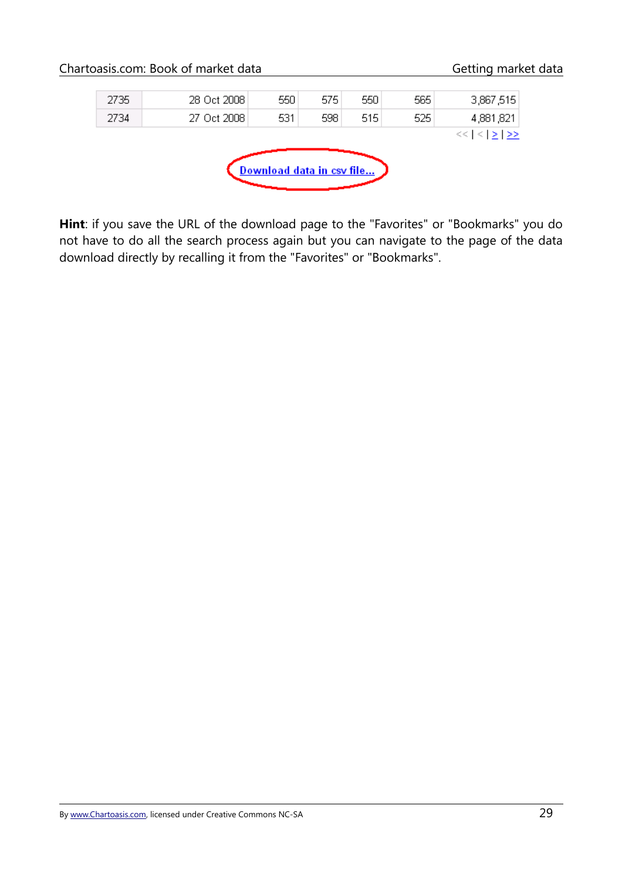| 2735 | 28 Oct 2008 | 550 | 575 | 550 | 565 | 3,867,515 |
|---|---|---|---|---|---|---|
| 2734 | 27 Oct 2008 | 531 | 598 | 515 | 525 | 4,881,821 |

<< | < | > | >>

Download data in csv file...

**Hint**: if you save the URL of the download page to the "Favorites" or "Bookmarks" you do not have to do all the search process again but you can navigate to the page of the data download directly by recalling it from the "Favorites" or "Bookmarks".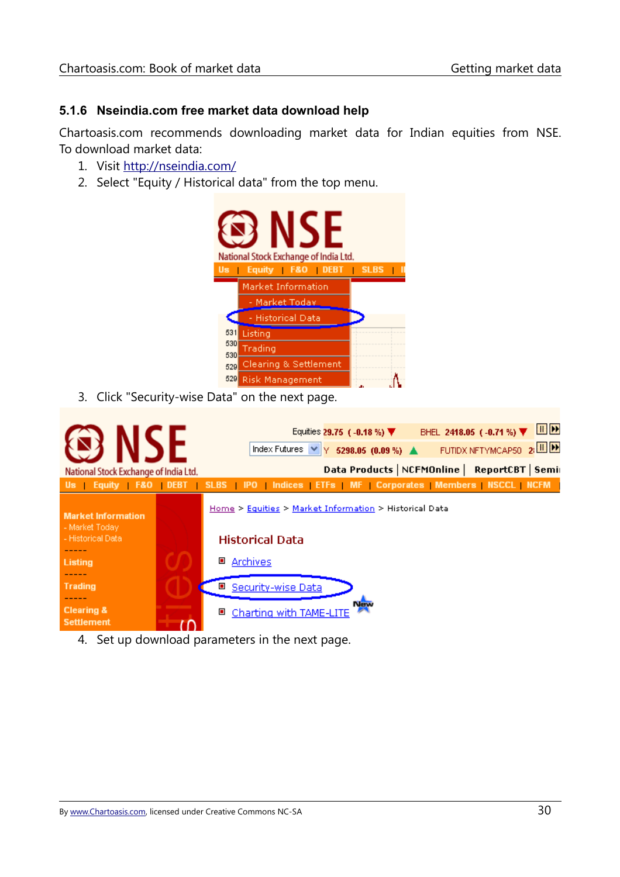### 5.1.6 Nseindia.com free market data download help

Chartoasis.com recommends downloading market data for Indian equities from NSE. To download market data:

1. Visit http://nseindia.com/
2. Select "Equity / Historical data" from the top menu.
3. Click "Security-wise Data" on the next page.
4. Set up download parameters in the next page.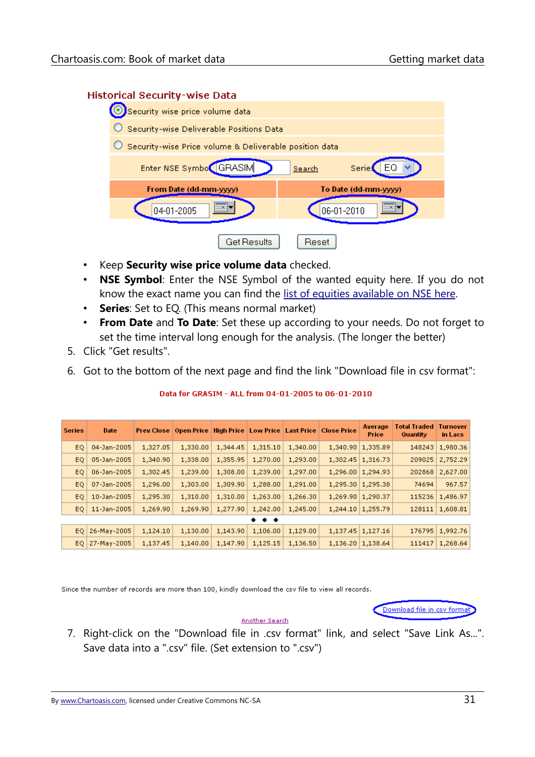**Historical Security-wise Data**

- (•) Security wise price volume data
- ( ) Security-wise Deliverable Positions Data
- ( ) Security-wise Price volume & Deliverable position data

Enter NSE Symbol: GRASIM  Search  Series: EQ

| From Date (dd-mm-yyyy) | To Date (dd-mm-yyyy) |
|---|---|
| 04-01-2005 | 06-01-2010 |

Get Results  Reset

- Keep **Security wise price volume data** checked.
- **NSE Symbol**: Enter the NSE Symbol of the wanted equity here. If you do not know the exact name you can find the list of equities available on NSE here.
- **Series**: Set to EQ. (This means normal market)
- **From Date** and **To Date**: Set these up according to your needs. Do not forget to set the time interval long enough for the analysis. (The longer the better)

5. Click "Get results".
6. Got to the bottom of the next page and find the link "Download file in csv format":

**Data for GRASIM - ALL from 04-01-2005 to 06-01-2010**

| Series | Date | Prev Close | Open Price | High Price | Low Price | Last Price | Close Price | Average Price | Total Traded Quantity | Turnover in Lacs |
|---|---|---|---|---|---|---|---|---|---|---|
| EQ | 04-Jan-2005 | 1,327.05 | 1,330.00 | 1,344.45 | 1,315.10 | 1,340.00 | 1,340.90 | 1,335.89 | 148243 | 1,980.36 |
| EQ | 05-Jan-2005 | 1,340.90 | 1,338.00 | 1,355.95 | 1,270.00 | 1,293.00 | 1,302.45 | 1,316.73 | 209025 | 2,752.29 |
| EQ | 06-Jan-2005 | 1,302.45 | 1,239.00 | 1,308.00 | 1,239.00 | 1,297.00 | 1,296.00 | 1,294.93 | 202868 | 2,627.00 |
| EQ | 07-Jan-2005 | 1,296.00 | 1,303.00 | 1,309.90 | 1,288.00 | 1,291.00 | 1,295.30 | 1,295.38 | 74694 | 967.57 |
| EQ | 10-Jan-2005 | 1,295.30 | 1,310.00 | 1,310.00 | 1,263.00 | 1,266.30 | 1,269.90 | 1,290.37 | 115236 | 1,486.97 |
| EQ | 11-Jan-2005 | 1,269.90 | 1,269.90 | 1,277.90 | 1,242.00 | 1,245.00 | 1,244.10 | 1,255.79 | 128111 | 1,608.81 |
| • • • | | | | | | | | | | |
| EQ | 26-May-2005 | 1,124.10 | 1,130.00 | 1,143.90 | 1,106.00 | 1,129.00 | 1,137.45 | 1,127.16 | 176795 | 1,992.76 |
| EQ | 27-May-2005 | 1,137.45 | 1,140.00 | 1,147.90 | 1,125.15 | 1,136.50 | 1,136.20 | 1,138.64 | 111417 | 1,268.64 |

Since the number of records are more than 100, kindly download the csv file to view all records.

Download file in csv format

Another Search

7. Right-click on the "Download file in .csv format" link, and select "Save Link As...". Save data into a ".csv" file. (Set extension to ".csv")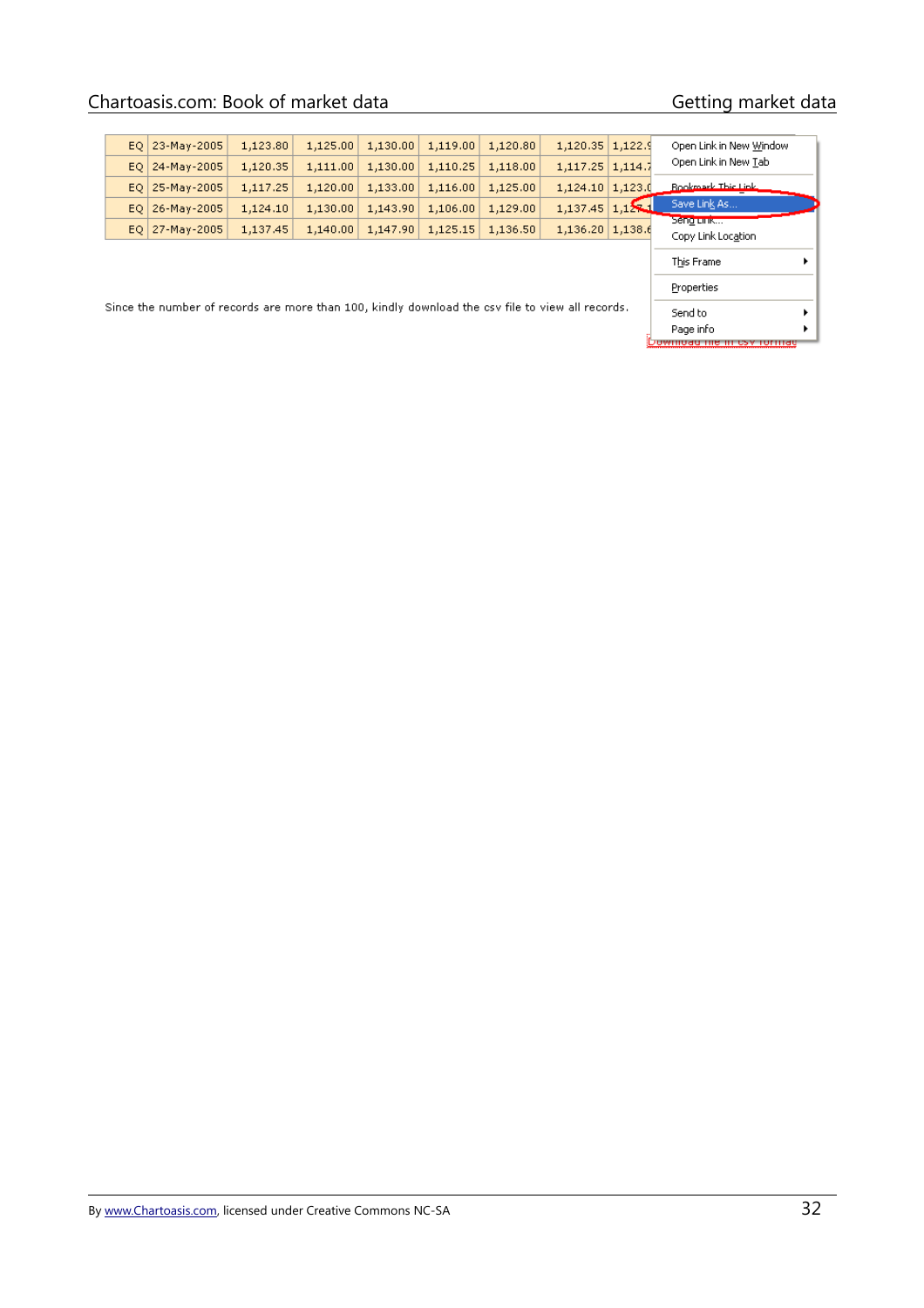| EQ | 23-May-2005 | 1,123.80 | 1,125.00 | 1,130.00 | 1,119.00 | 1,120.80 | 1,120.35 | 1,122.9 |
|---|---|---|---|---|---|---|---|---|
| EQ | 24-May-2005 | 1,120.35 | 1,111.00 | 1,130.00 | 1,110.25 | 1,118.00 | 1,117.25 | 1,114.7 |
| EQ | 25-May-2005 | 1,117.25 | 1,120.00 | 1,133.00 | 1,116.00 | 1,125.00 | 1,124.10 | 1,123.0 |
| EQ | 26-May-2005 | 1,124.10 | 1,130.00 | 1,143.90 | 1,106.00 | 1,129.00 | 1,137.45 | 1,127.1 |
| EQ | 27-May-2005 | 1,137.45 | 1,140.00 | 1,147.90 | 1,125.15 | 1,136.50 | 1,136.20 | 1,138.6 |

Open Link in New Window
Open Link in New Tab
Bookmark This Link
Save Link As...
Send Link...
Copy Link Location
This Frame
Properties
Send to
Page info

Since the number of records are more than 100, kindly download the csv file to view all records.

Download file in csv format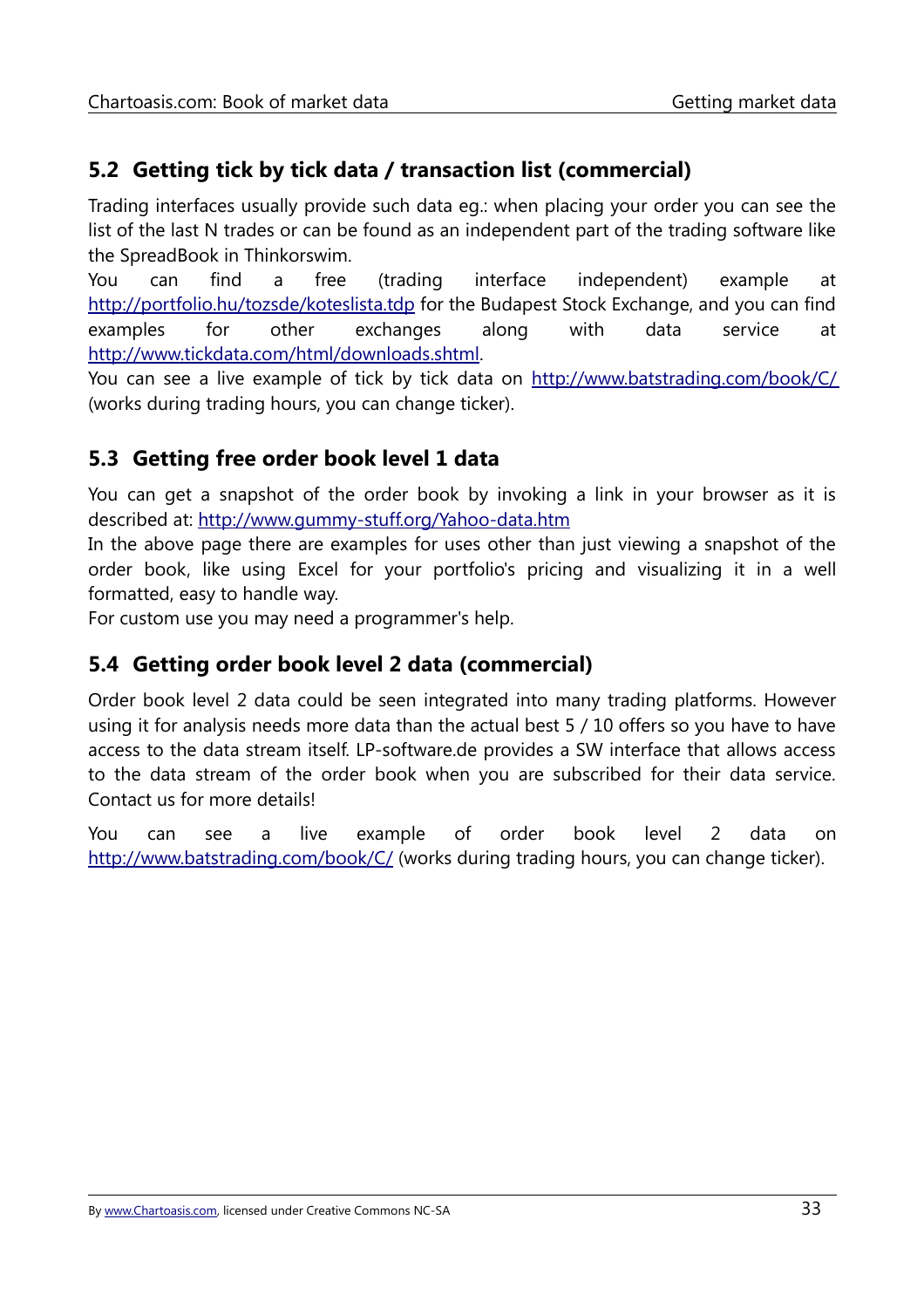## 5.2 Getting tick by tick data / transaction list (commercial)

Trading interfaces usually provide such data eg.: when placing your order you can see the list of the last N trades or can be found as an independent part of the trading software like the SpreadBook in Thinkorswim.
You can find a free (trading interface independent) example at http://portfolio.hu/tozsde/koteslista.tdp for the Budapest Stock Exchange, and you can find examples for other exchanges along with data service at http://www.tickdata.com/html/downloads.shtml.
You can see a live example of tick by tick data on http://www.batstrading.com/book/C/ (works during trading hours, you can change ticker).

## 5.3 Getting free order book level 1 data

You can get a snapshot of the order book by invoking a link in your browser as it is described at: http://www.gummy-stuff.org/Yahoo-data.htm
In the above page there are examples for uses other than just viewing a snapshot of the order book, like using Excel for your portfolio's pricing and visualizing it in a well formatted, easy to handle way.
For custom use you may need a programmer's help.

## 5.4 Getting order book level 2 data (commercial)

Order book level 2 data could be seen integrated into many trading platforms. However using it for analysis needs more data than the actual best 5 / 10 offers so you have to have access to the data stream itself. LP-software.de provides a SW interface that allows access to the data stream of the order book when you are subscribed for their data service. Contact us for more details!

You can see a live example of order book level 2 data on http://www.batstrading.com/book/C/ (works during trading hours, you can change ticker).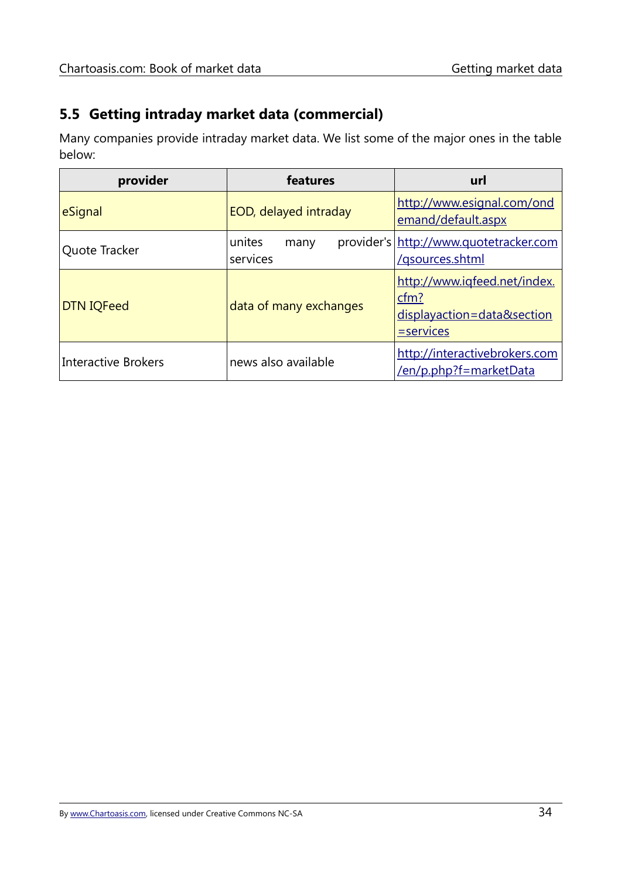## 5.5 Getting intraday market data (commercial)

Many companies provide intraday market data. We list some of the major ones in the table below:

| provider | features | url |
|---|---|---|
| eSignal | EOD, delayed intraday | http://www.esignal.com/ondemand/default.aspx |
| Quote Tracker | unites many provider's services | http://www.quotetracker.com/qsources.shtml |
| DTN IQFeed | data of many exchanges | http://www.iqfeed.net/index.cfm?displayaction=data&section=services |
| Interactive Brokers | news also available | http://interactivebrokers.com/en/p.php?f=marketData |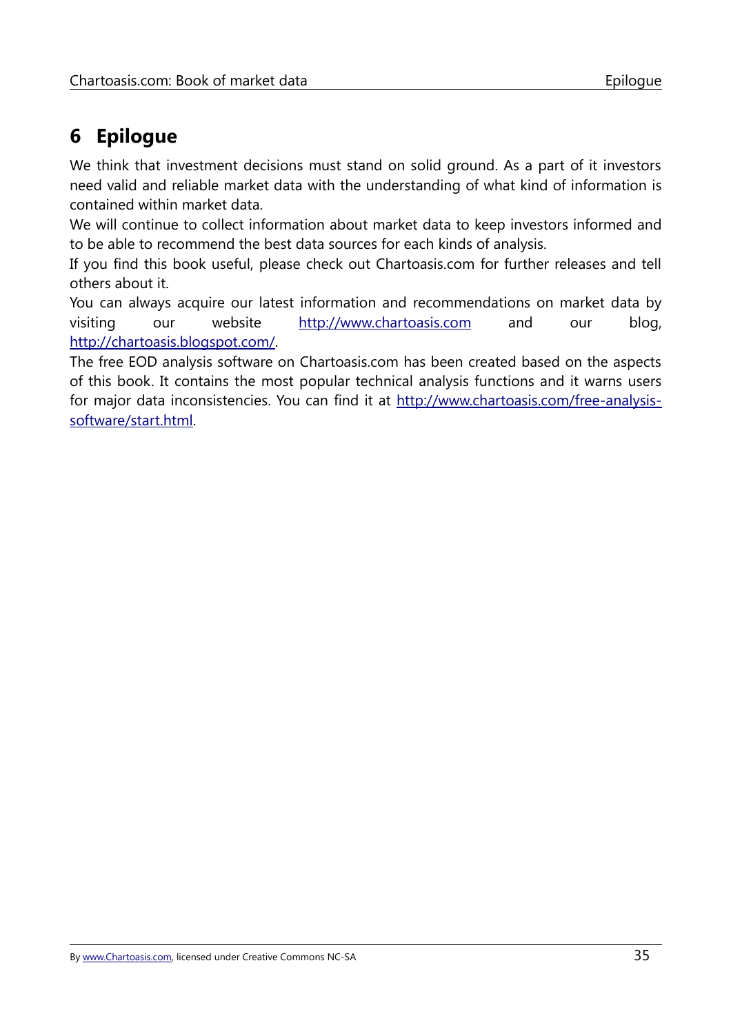# 6 Epilogue

We think that investment decisions must stand on solid ground. As a part of it investors need valid and reliable market data with the understanding of what kind of information is contained within market data.

We will continue to collect information about market data to keep investors informed and to be able to recommend the best data sources for each kinds of analysis.

If you find this book useful, please check out Chartoasis.com for further releases and tell others about it.

You can always acquire our latest information and recommendations on market data by visiting our website http://www.chartoasis.com and our blog, http://chartoasis.blogspot.com/.

The free EOD analysis software on Chartoasis.com has been created based on the aspects of this book. It contains the most popular technical analysis functions and it warns users for major data inconsistencies. You can find it at http://www.chartoasis.com/free-analysis-software/start.html.